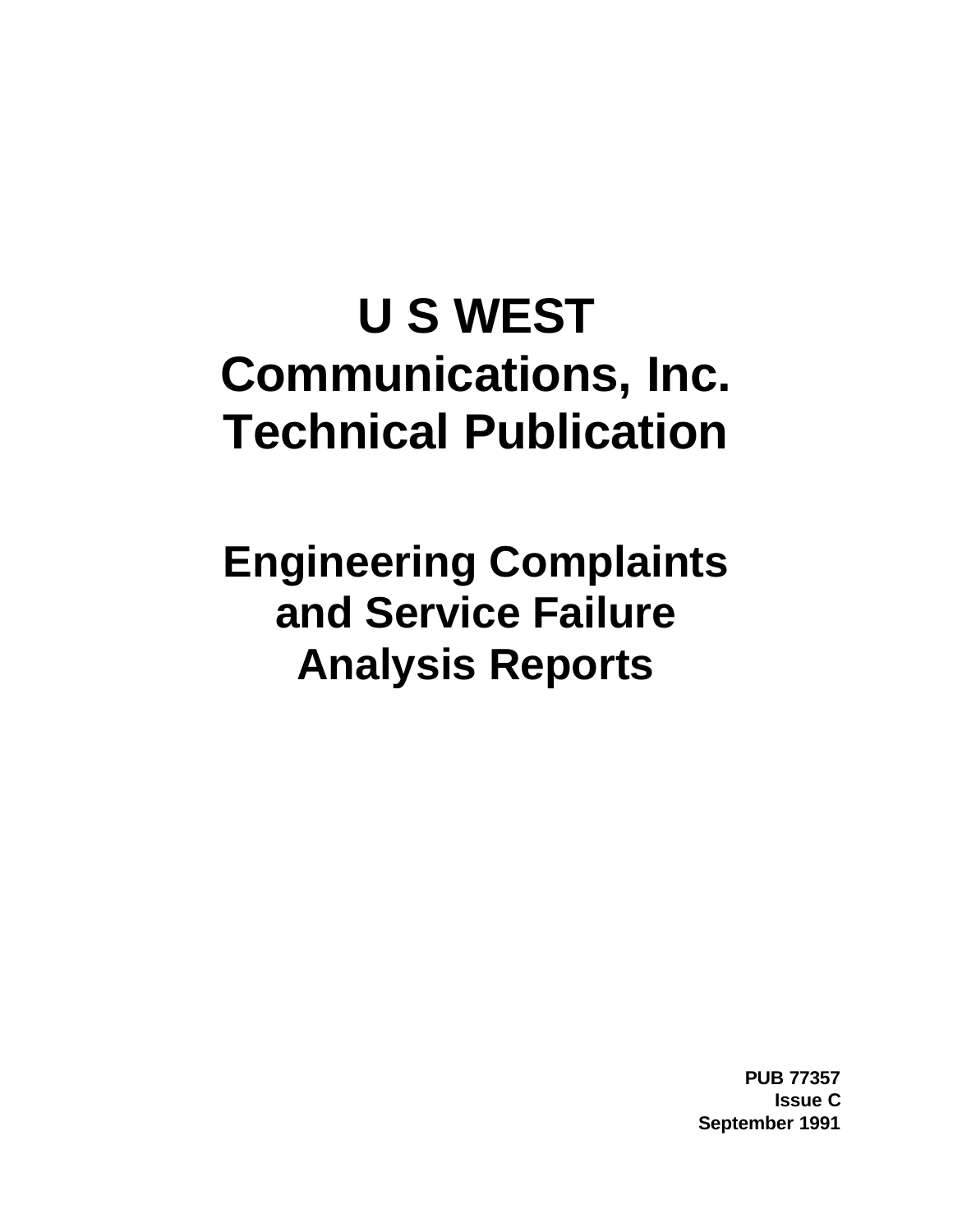# U S WEST Communications, Inc. Technical Publication

## Engineering Complaints and Service Failure Analysis Reports

**PUB 77357**
**Issue C**
**September 1991**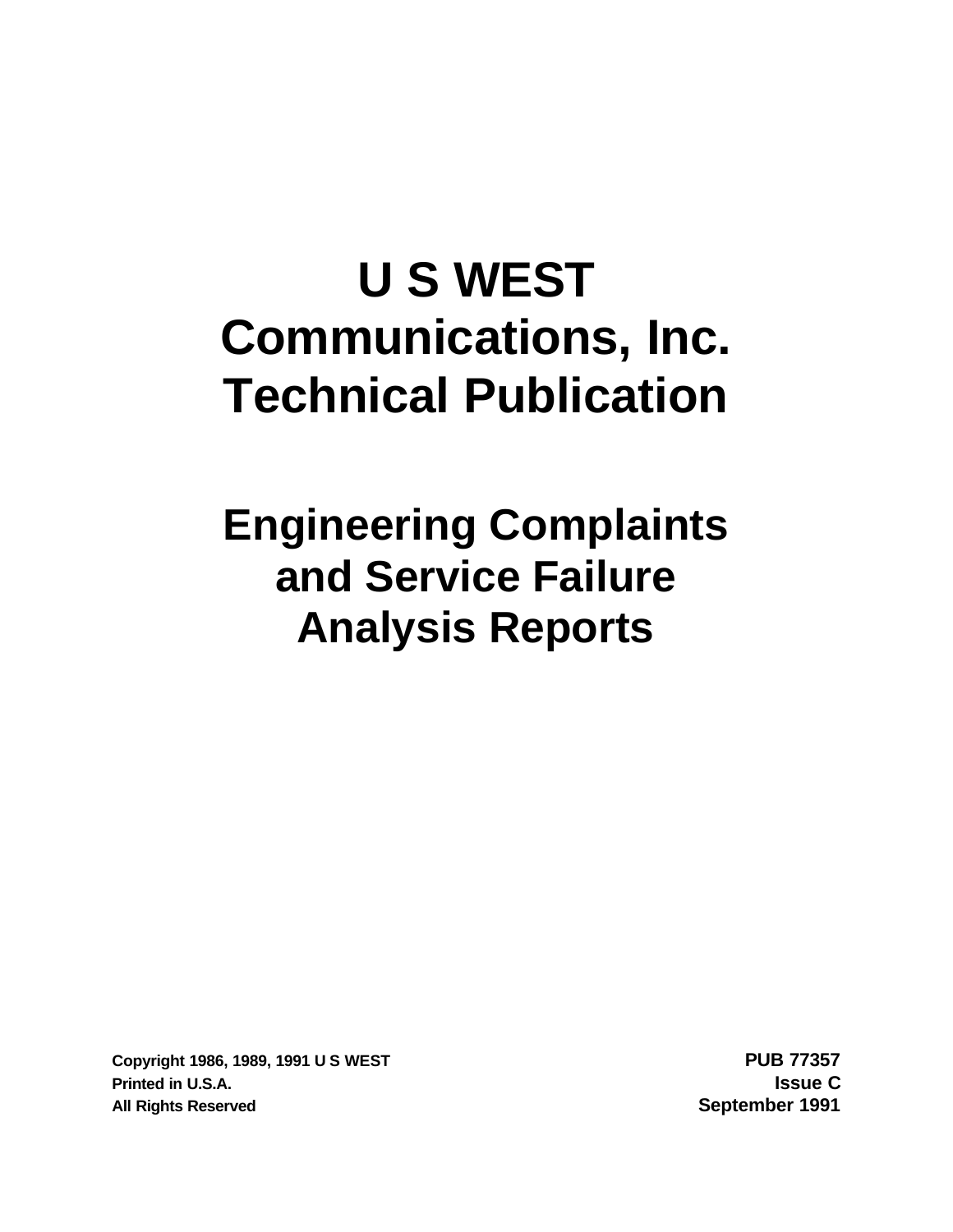# U S WEST Communications, Inc. Technical Publication

# Engineering Complaints and Service Failure Analysis Reports

**Copyright 1986, 1989, 1991 U S WEST**
**Printed in U.S.A.**
**All Rights Reserved**

**PUB 77357**
**Issue C**
**September 1991**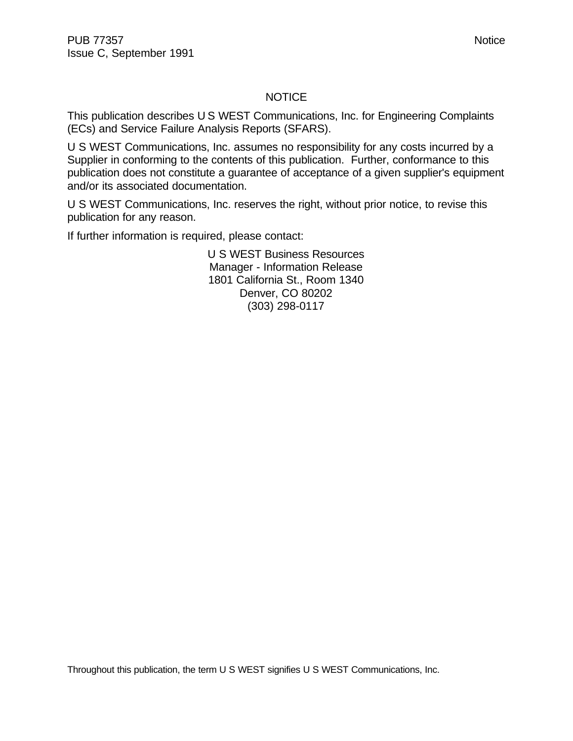# NOTICE

This publication describes U S WEST Communications, Inc. for Engineering Complaints (ECs) and Service Failure Analysis Reports (SFARS).

U S WEST Communications, Inc. assumes no responsibility for any costs incurred by a Supplier in conforming to the contents of this publication. Further, conformance to this publication does not constitute a guarantee of acceptance of a given supplier's equipment and/or its associated documentation.

U S WEST Communications, Inc. reserves the right, without prior notice, to revise this publication for any reason.

If further information is required, please contact:

U S WEST Business Resources
Manager - Information Release
1801 California St., Room 1340
Denver, CO 80202
(303) 298-0117

Throughout this publication, the term U S WEST signifies U S WEST Communications, Inc.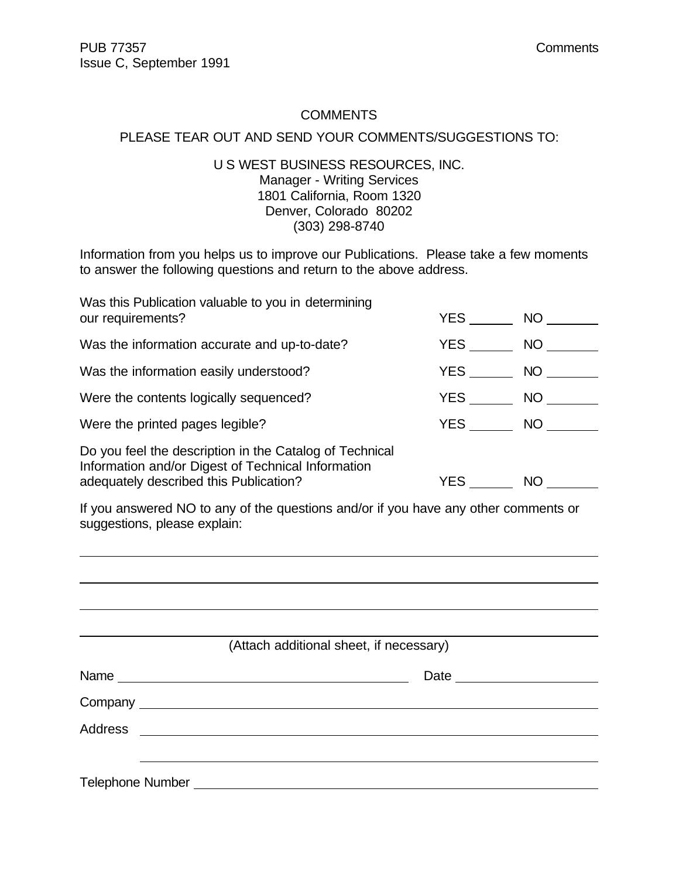# COMMENTS

PLEASE TEAR OUT AND SEND YOUR COMMENTS/SUGGESTIONS TO:

U S WEST BUSINESS RESOURCES, INC.
Manager - Writing Services
1801 California, Room 1320
Denver, Colorado 80202
(303) 298-8740

Information from you helps us to improve our Publications. Please take a few moments to answer the following questions and return to the above address.

| | | |
|---|---|---|
| Was this Publication valuable to you in determining our requirements? | YES ______ | NO _______ |
| Was the information accurate and up-to-date? | YES ______ | NO _______ |
| Was the information easily understood? | YES ______ | NO _______ |
| Were the contents logically sequenced? | YES ______ | NO _______ |
| Were the printed pages legible? | YES ______ | NO _______ |
| Do you feel the description in the Catalog of Technical Information and/or Digest of Technical Information adequately described this Publication? | YES ______ | NO _______ |

If you answered NO to any of the questions and/or if you have any other comments or suggestions, please explain:

_______________________________________________________________________________

_______________________________________________________________________________

_______________________________________________________________________________

_______________________________________________________________________________

(Attach additional sheet, if necessary)

Name ________________________________________ Date ____________________

Company _______________________________________________________________

Address _______________________________________________________________

_______________________________________________________________

Telephone Number ________________________________________________________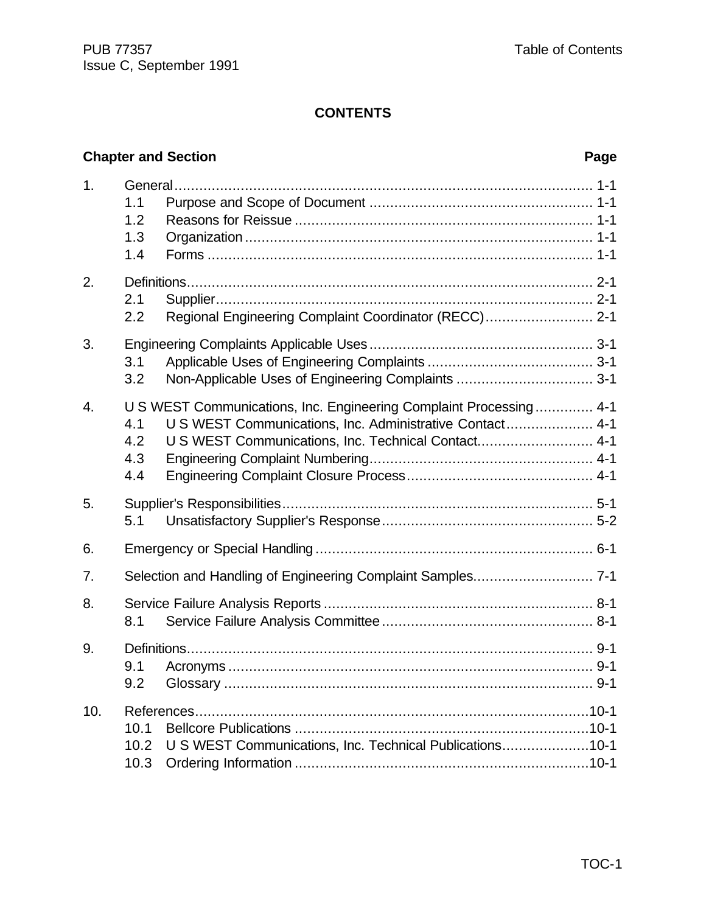# CONTENTS

| Chapter and Section | | Page |
|---|---|---|
| 1. | General | 1-1 |
| | 1.1 Purpose and Scope of Document | 1-1 |
| | 1.2 Reasons for Reissue | 1-1 |
| | 1.3 Organization | 1-1 |
| | 1.4 Forms | 1-1 |
| 2. | Definitions | 2-1 |
| | 2.1 Supplier | 2-1 |
| | 2.2 Regional Engineering Complaint Coordinator (RECC) | 2-1 |
| 3. | Engineering Complaints Applicable Uses | 3-1 |
| | 3.1 Applicable Uses of Engineering Complaints | 3-1 |
| | 3.2 Non-Applicable Uses of Engineering Complaints | 3-1 |
| 4. | U S WEST Communications, Inc. Engineering Complaint Processing | 4-1 |
| | 4.1 U S WEST Communications, Inc. Administrative Contact | 4-1 |
| | 4.2 U S WEST Communications, Inc. Technical Contact | 4-1 |
| | 4.3 Engineering Complaint Numbering | 4-1 |
| | 4.4 Engineering Complaint Closure Process | 4-1 |
| 5. | Supplier's Responsibilities | 5-1 |
| | 5.1 Unsatisfactory Supplier's Response | 5-2 |
| 6. | Emergency or Special Handling | 6-1 |
| 7. | Selection and Handling of Engineering Complaint Samples | 7-1 |
| 8. | Service Failure Analysis Reports | 8-1 |
| | 8.1 Service Failure Analysis Committee | 8-1 |
| 9. | Definitions | 9-1 |
| | 9.1 Acronyms | 9-1 |
| | 9.2 Glossary | 9-1 |
| 10. | References | 10-1 |
| | 10.1 Bellcore Publications | 10-1 |
| | 10.2 U S WEST Communications, Inc. Technical Publications | 10-1 |
| | 10.3 Ordering Information | 10-1 |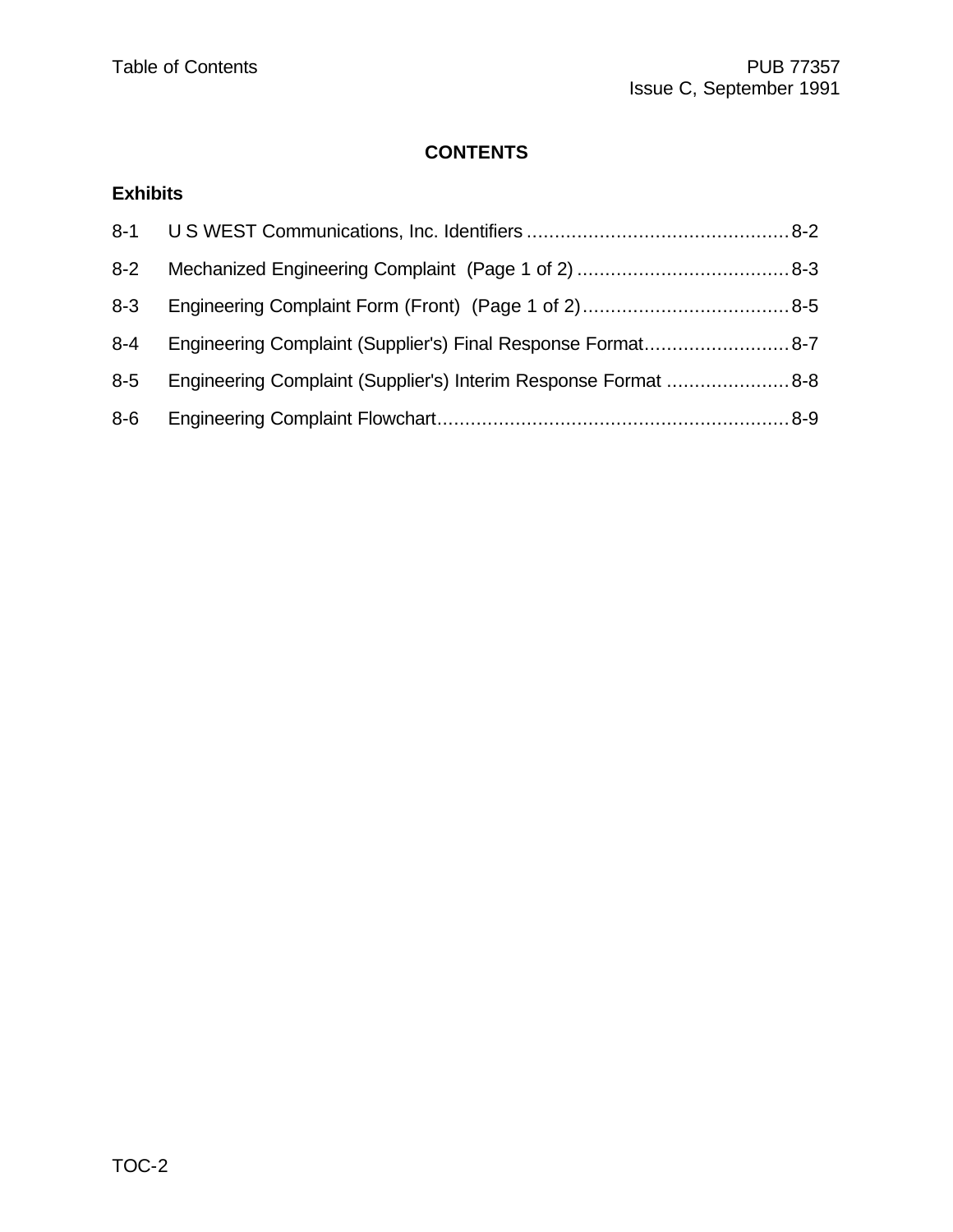## CONTENTS

### Exhibits

| | | |
|---|---|---|
| 8-1 | U S WEST Communications, Inc. Identifiers | 8-2 |
| 8-2 | Mechanized Engineering Complaint (Page 1 of 2) | 8-3 |
| 8-3 | Engineering Complaint Form (Front) (Page 1 of 2) | 8-5 |
| 8-4 | Engineering Complaint (Supplier's) Final Response Format | 8-7 |
| 8-5 | Engineering Complaint (Supplier's) Interim Response Format | 8-8 |
| 8-6 | Engineering Complaint Flowchart | 8-9 |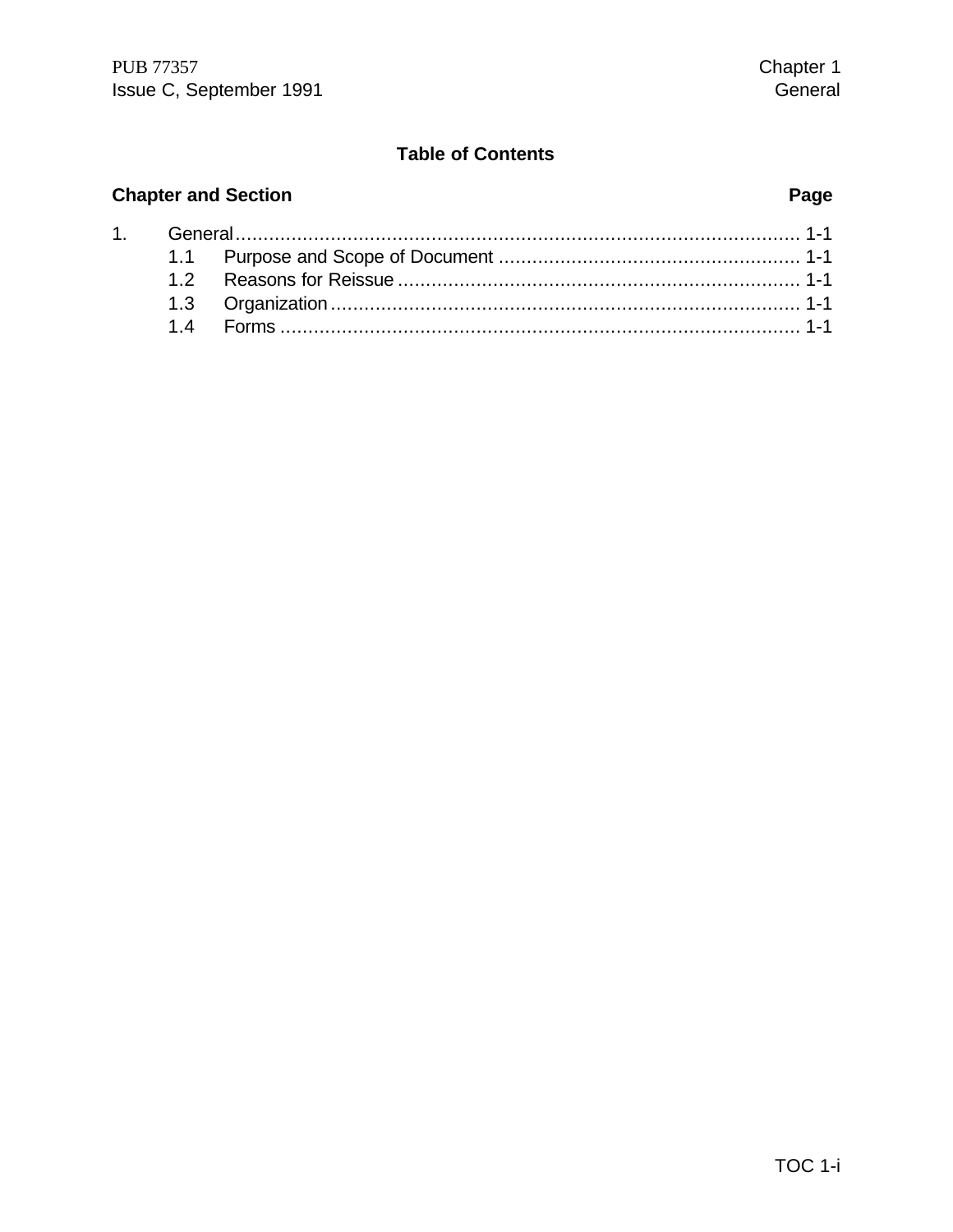## Table of Contents

| Chapter and Section | | Page |
|---|---|---|
| 1. | General | 1-1 |
| 1.1 | Purpose and Scope of Document | 1-1 |
| 1.2 | Reasons for Reissue | 1-1 |
| 1.3 | Organization | 1-1 |
| 1.4 | Forms | 1-1 |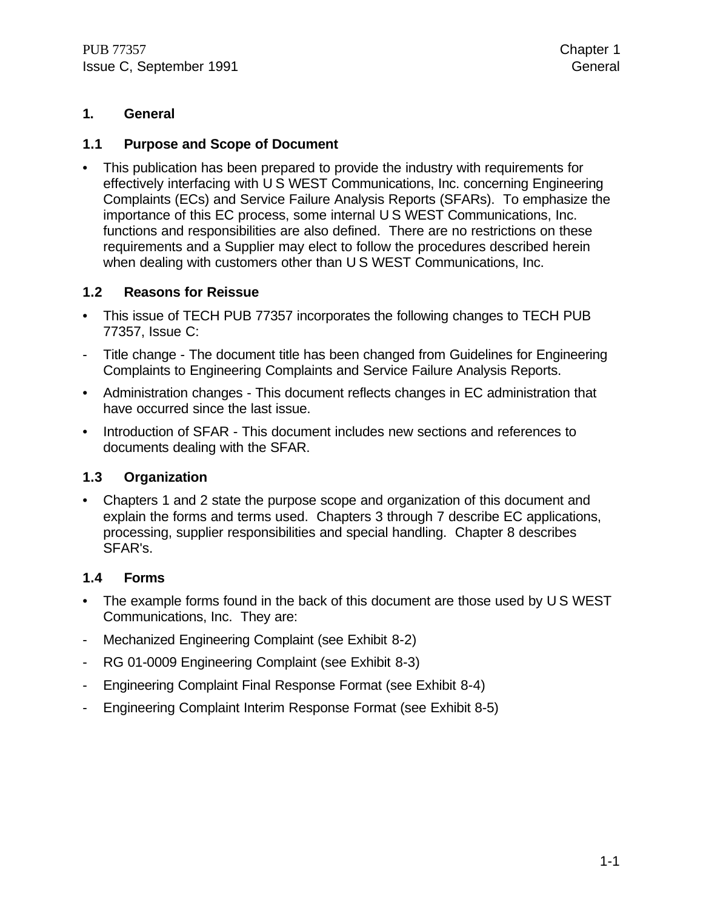# 1. General

## 1.1 Purpose and Scope of Document

- This publication has been prepared to provide the industry with requirements for effectively interfacing with U S WEST Communications, Inc. concerning Engineering Complaints (ECs) and Service Failure Analysis Reports (SFARs). To emphasize the importance of this EC process, some internal U S WEST Communications, Inc. functions and responsibilities are also defined. There are no restrictions on these requirements and a Supplier may elect to follow the procedures described herein when dealing with customers other than U S WEST Communications, Inc.

## 1.2 Reasons for Reissue

- This issue of TECH PUB 77357 incorporates the following changes to TECH PUB 77357, Issue C:

- Title change - The document title has been changed from Guidelines for Engineering Complaints to Engineering Complaints and Service Failure Analysis Reports.

- Administration changes - This document reflects changes in EC administration that have occurred since the last issue.
- Introduction of SFAR - This document includes new sections and references to documents dealing with the SFAR.

## 1.3 Organization

- Chapters 1 and 2 state the purpose scope and organization of this document and explain the forms and terms used. Chapters 3 through 7 describe EC applications, processing, supplier responsibilities and special handling. Chapter 8 describes SFAR's.

## 1.4 Forms

- The example forms found in the back of this document are those used by U S WEST Communications, Inc. They are:

- Mechanized Engineering Complaint (see Exhibit 8-2)
- RG 01-0009 Engineering Complaint (see Exhibit 8-3)
- Engineering Complaint Final Response Format (see Exhibit 8-4)
- Engineering Complaint Interim Response Format (see Exhibit 8-5)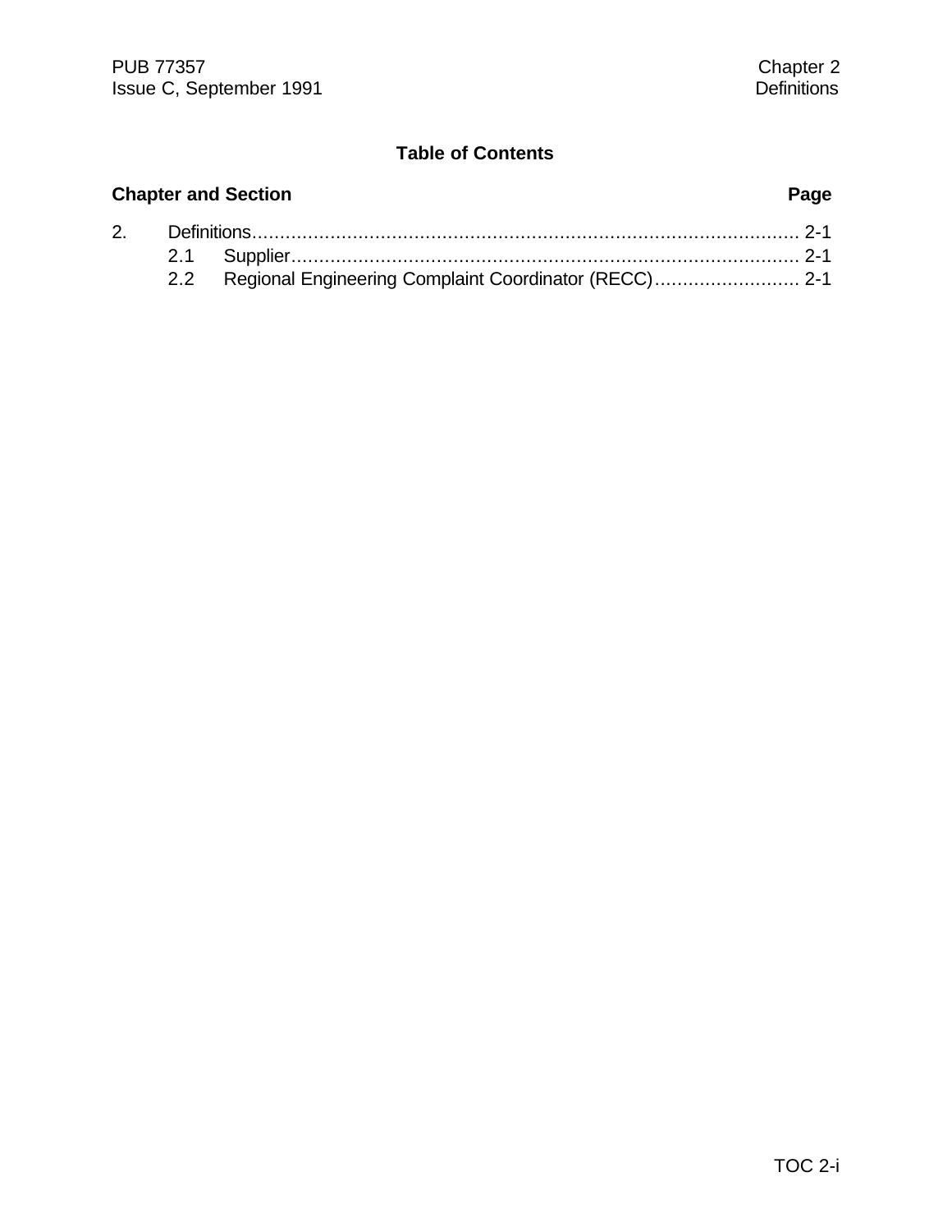## Table of Contents

| Chapter and Section | Page |
| --- | --- |
| 2. Definitions | 2-1 |
| 2.1 Supplier | 2-1 |
| 2.2 Regional Engineering Complaint Coordinator (RECC) | 2-1 |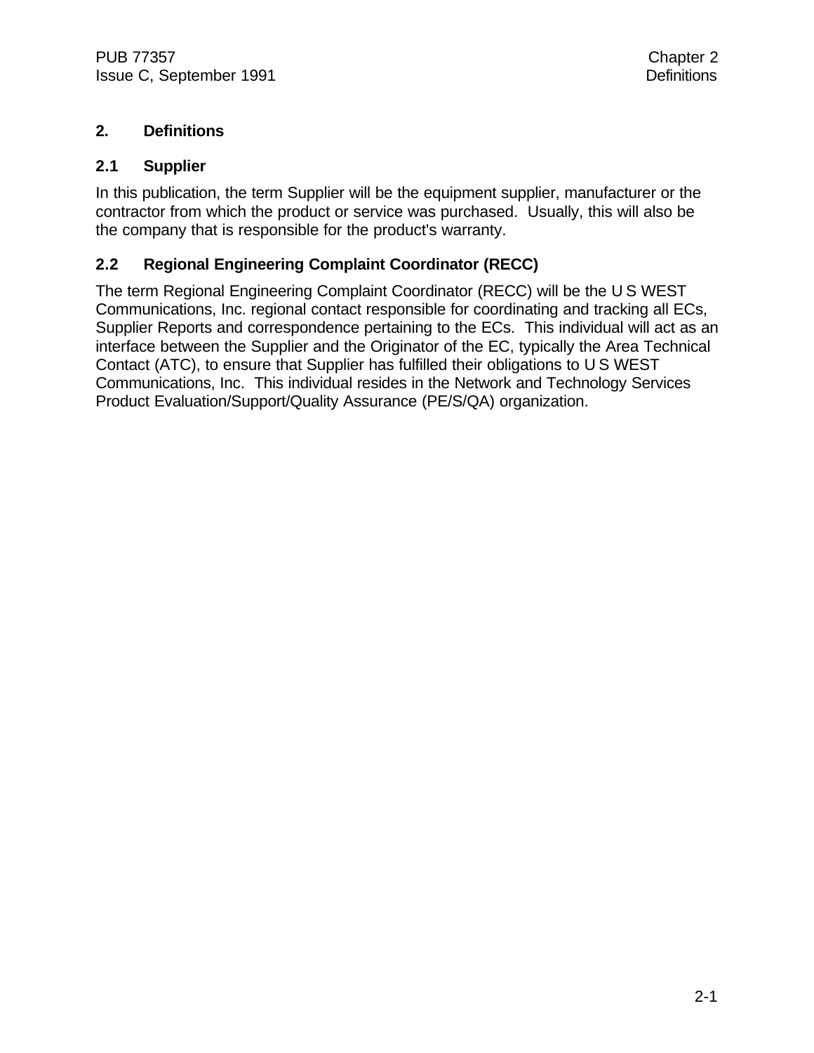## 2. Definitions

### 2.1 Supplier

In this publication, the term Supplier will be the equipment supplier, manufacturer or the contractor from which the product or service was purchased. Usually, this will also be the company that is responsible for the product's warranty.

### 2.2 Regional Engineering Complaint Coordinator (RECC)

The term Regional Engineering Complaint Coordinator (RECC) will be the U S WEST Communications, Inc. regional contact responsible for coordinating and tracking all ECs, Supplier Reports and correspondence pertaining to the ECs. This individual will act as an interface between the Supplier and the Originator of the EC, typically the Area Technical Contact (ATC), to ensure that Supplier has fulfilled their obligations to U S WEST Communications, Inc. This individual resides in the Network and Technology Services Product Evaluation/Support/Quality Assurance (PE/S/QA) organization.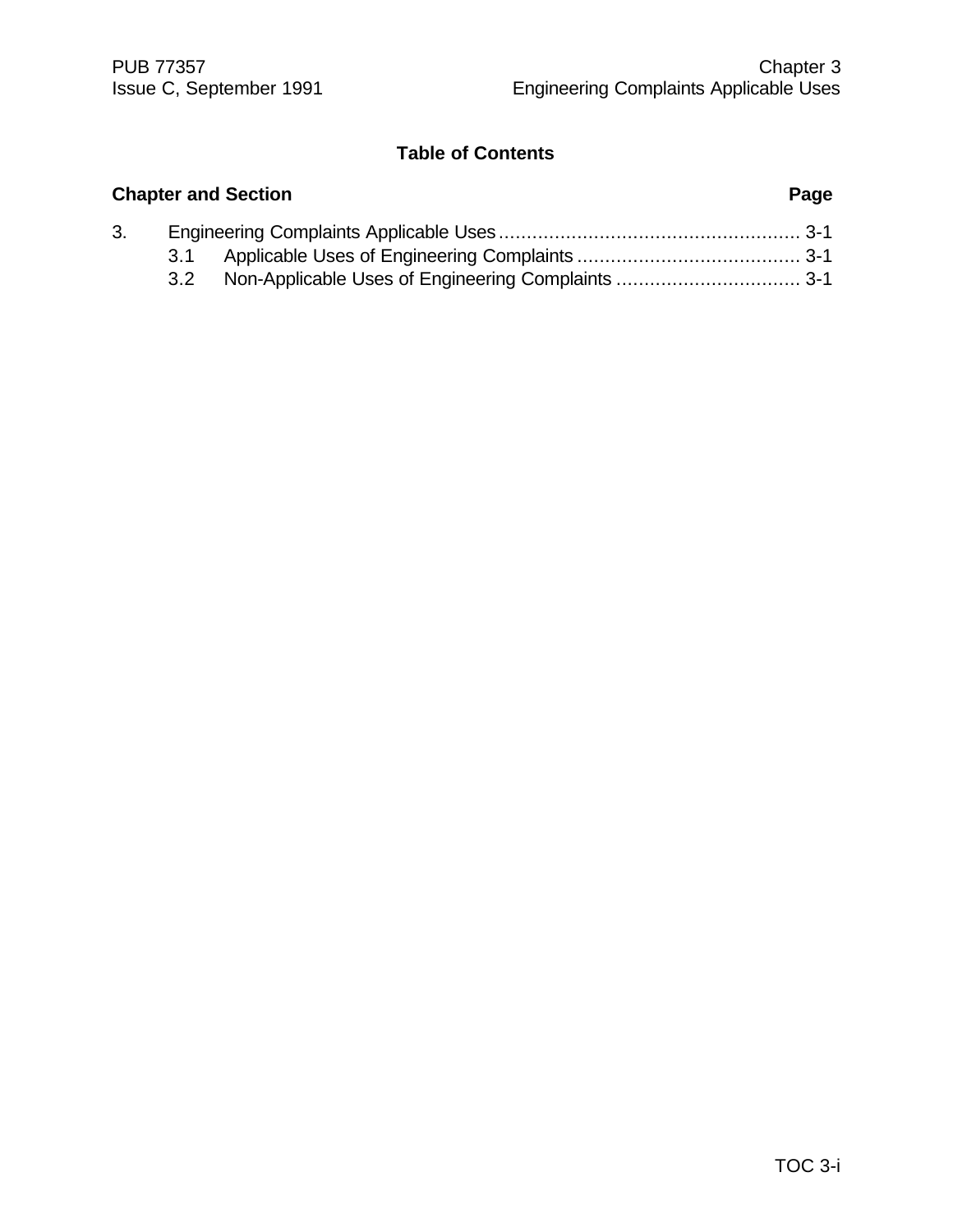## Table of Contents

| Chapter and Section | Page |
|---|---|
| 3. Engineering Complaints Applicable Uses | 3-1 |
| 3.1 Applicable Uses of Engineering Complaints | 3-1 |
| 3.2 Non-Applicable Uses of Engineering Complaints | 3-1 |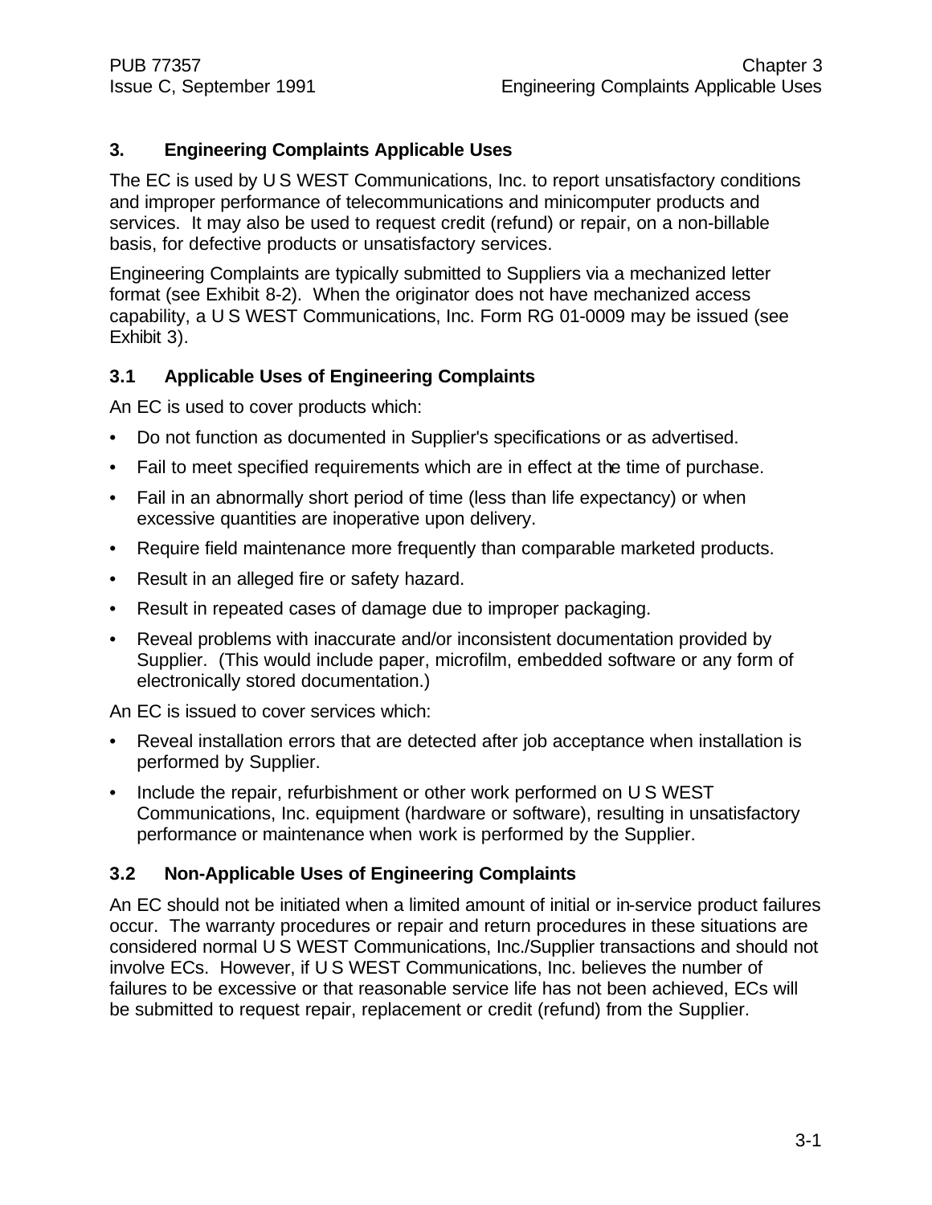# 3. Engineering Complaints Applicable Uses

The EC is used by U S WEST Communications, Inc. to report unsatisfactory conditions and improper performance of telecommunications and minicomputer products and services. It may also be used to request credit (refund) or repair, on a non-billable basis, for defective products or unsatisfactory services.

Engineering Complaints are typically submitted to Suppliers via a mechanized letter format (see Exhibit 8-2). When the originator does not have mechanized access capability, a U S WEST Communications, Inc. Form RG 01-0009 may be issued (see Exhibit 3).

## 3.1 Applicable Uses of Engineering Complaints

An EC is used to cover products which:

- Do not function as documented in Supplier's specifications or as advertised.
- Fail to meet specified requirements which are in effect at the time of purchase.
- Fail in an abnormally short period of time (less than life expectancy) or when excessive quantities are inoperative upon delivery.
- Require field maintenance more frequently than comparable marketed products.
- Result in an alleged fire or safety hazard.
- Result in repeated cases of damage due to improper packaging.
- Reveal problems with inaccurate and/or inconsistent documentation provided by Supplier. (This would include paper, microfilm, embedded software or any form of electronically stored documentation.)

An EC is issued to cover services which:

- Reveal installation errors that are detected after job acceptance when installation is performed by Supplier.
- Include the repair, refurbishment or other work performed on U S WEST Communications, Inc. equipment (hardware or software), resulting in unsatisfactory performance or maintenance when work is performed by the Supplier.

## 3.2 Non-Applicable Uses of Engineering Complaints

An EC should not be initiated when a limited amount of initial or in-service product failures occur. The warranty procedures or repair and return procedures in these situations are considered normal U S WEST Communications, Inc./Supplier transactions and should not involve ECs. However, if U S WEST Communications, Inc. believes the number of failures to be excessive or that reasonable service life has not been achieved, ECs will be submitted to request repair, replacement or credit (refund) from the Supplier.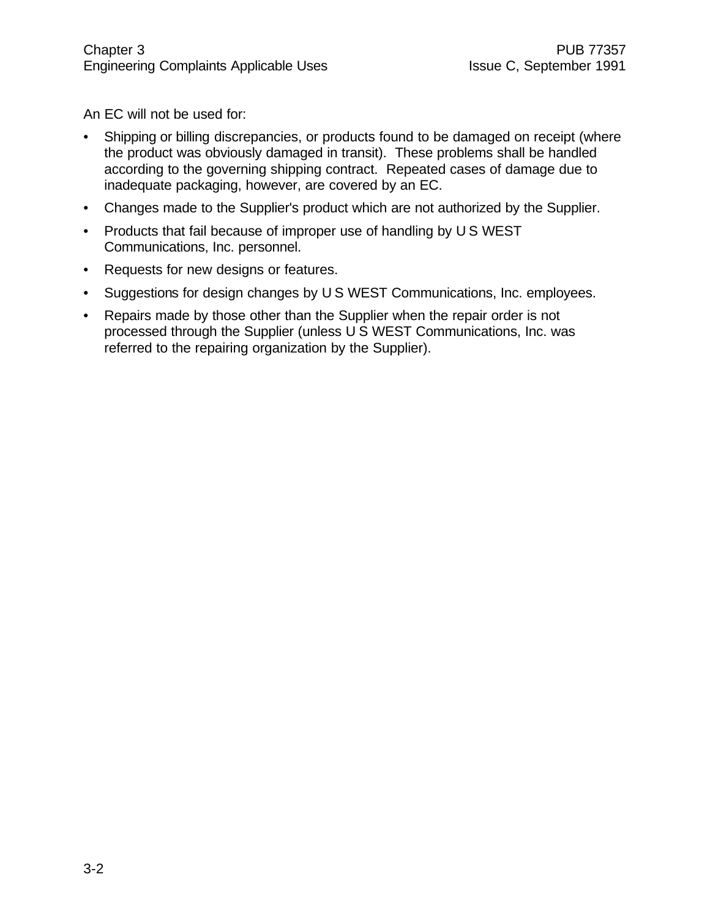An EC will not be used for:

- Shipping or billing discrepancies, or products found to be damaged on receipt (where the product was obviously damaged in transit). These problems shall be handled according to the governing shipping contract. Repeated cases of damage due to inadequate packaging, however, are covered by an EC.
- Changes made to the Supplier's product which are not authorized by the Supplier.
- Products that fail because of improper use of handling by U S WEST Communications, Inc. personnel.
- Requests for new designs or features.
- Suggestions for design changes by U S WEST Communications, Inc. employees.
- Repairs made by those other than the Supplier when the repair order is not processed through the Supplier (unless U S WEST Communications, Inc. was referred to the repairing organization by the Supplier).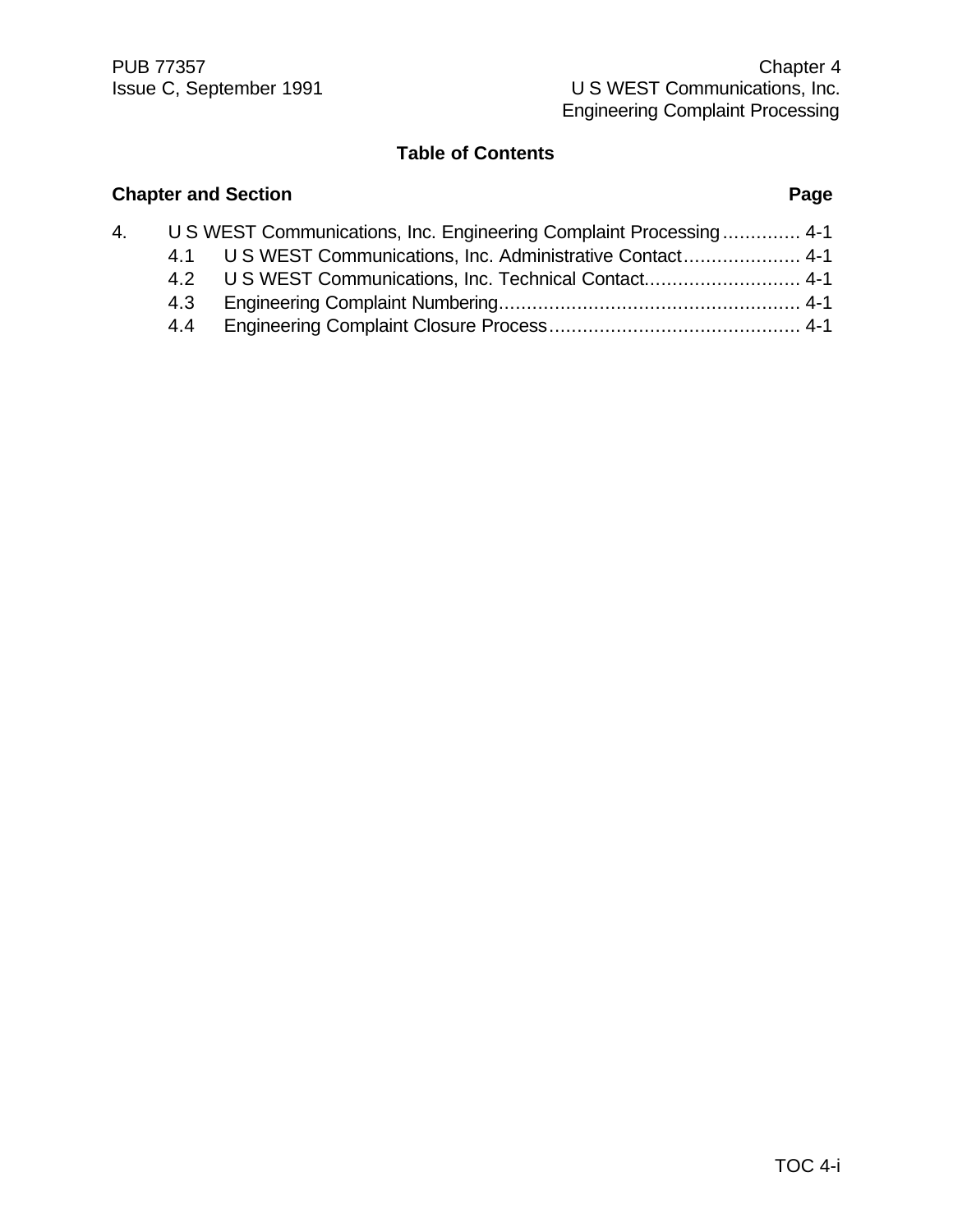## Table of Contents

| Chapter and Section | Page |
|---|---|
| 4. U S WEST Communications, Inc. Engineering Complaint Processing | 4-1 |
| 4.1 U S WEST Communications, Inc. Administrative Contact | 4-1 |
| 4.2 U S WEST Communications, Inc. Technical Contact | 4-1 |
| 4.3 Engineering Complaint Numbering | 4-1 |
| 4.4 Engineering Complaint Closure Process | 4-1 |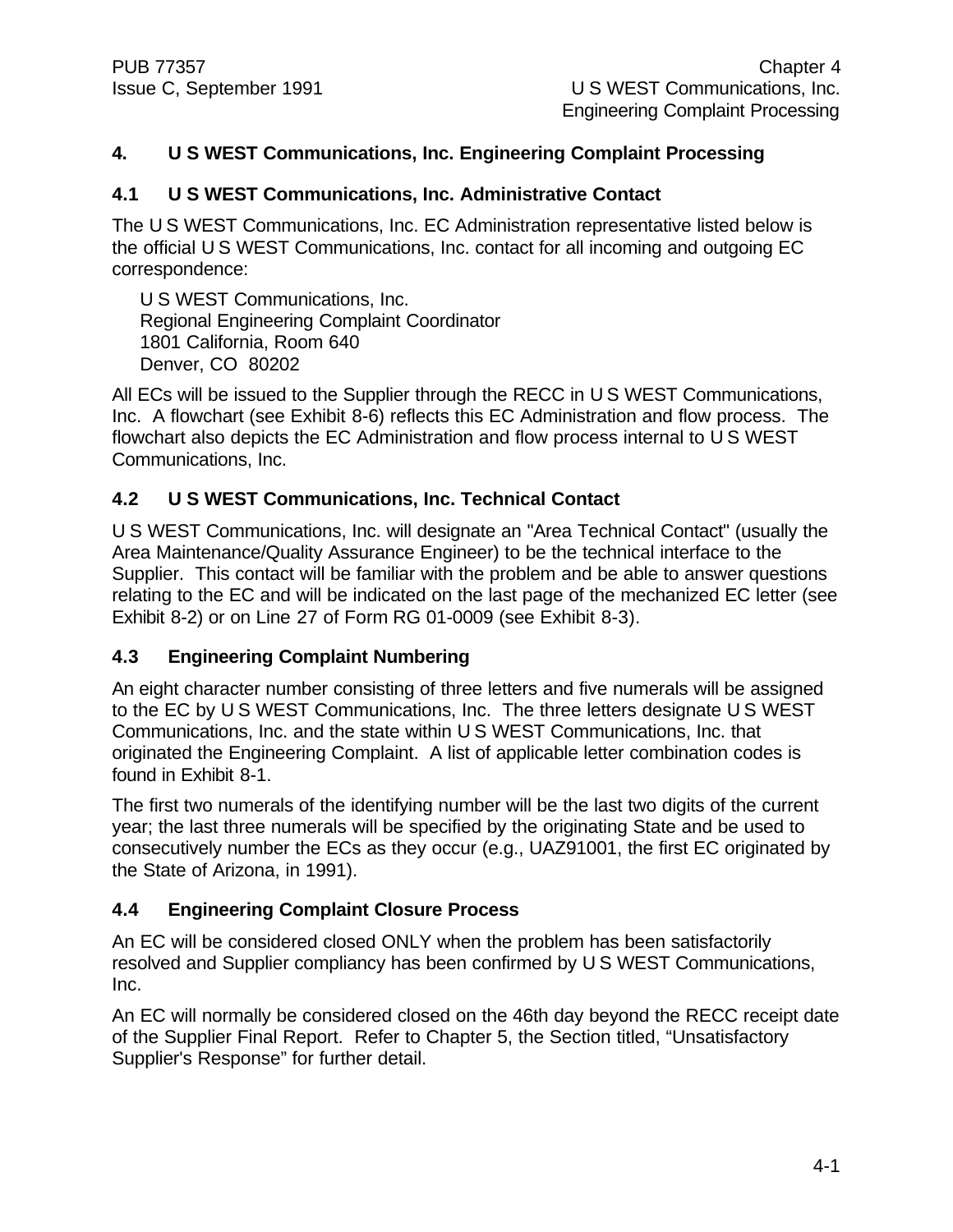# 4. U S WEST Communications, Inc. Engineering Complaint Processing

## 4.1 U S WEST Communications, Inc. Administrative Contact

The U S WEST Communications, Inc. EC Administration representative listed below is the official U S WEST Communications, Inc. contact for all incoming and outgoing EC correspondence:

U S WEST Communications, Inc.
Regional Engineering Complaint Coordinator
1801 California, Room 640
Denver, CO 80202

All ECs will be issued to the Supplier through the RECC in U S WEST Communications, Inc. A flowchart (see Exhibit 8-6) reflects this EC Administration and flow process. The flowchart also depicts the EC Administration and flow process internal to U S WEST Communications, Inc.

## 4.2 U S WEST Communications, Inc. Technical Contact

U S WEST Communications, Inc. will designate an "Area Technical Contact" (usually the Area Maintenance/Quality Assurance Engineer) to be the technical interface to the Supplier. This contact will be familiar with the problem and be able to answer questions relating to the EC and will be indicated on the last page of the mechanized EC letter (see Exhibit 8-2) or on Line 27 of Form RG 01-0009 (see Exhibit 8-3).

## 4.3 Engineering Complaint Numbering

An eight character number consisting of three letters and five numerals will be assigned to the EC by U S WEST Communications, Inc. The three letters designate U S WEST Communications, Inc. and the state within U S WEST Communications, Inc. that originated the Engineering Complaint. A list of applicable letter combination codes is found in Exhibit 8-1.

The first two numerals of the identifying number will be the last two digits of the current year; the last three numerals will be specified by the originating State and be used to consecutively number the ECs as they occur (e.g., UAZ91001, the first EC originated by the State of Arizona, in 1991).

## 4.4 Engineering Complaint Closure Process

An EC will be considered closed ONLY when the problem has been satisfactorily resolved and Supplier compliancy has been confirmed by U S WEST Communications, Inc.

An EC will normally be considered closed on the 46th day beyond the RECC receipt date of the Supplier Final Report. Refer to Chapter 5, the Section titled, "Unsatisfactory Supplier's Response" for further detail.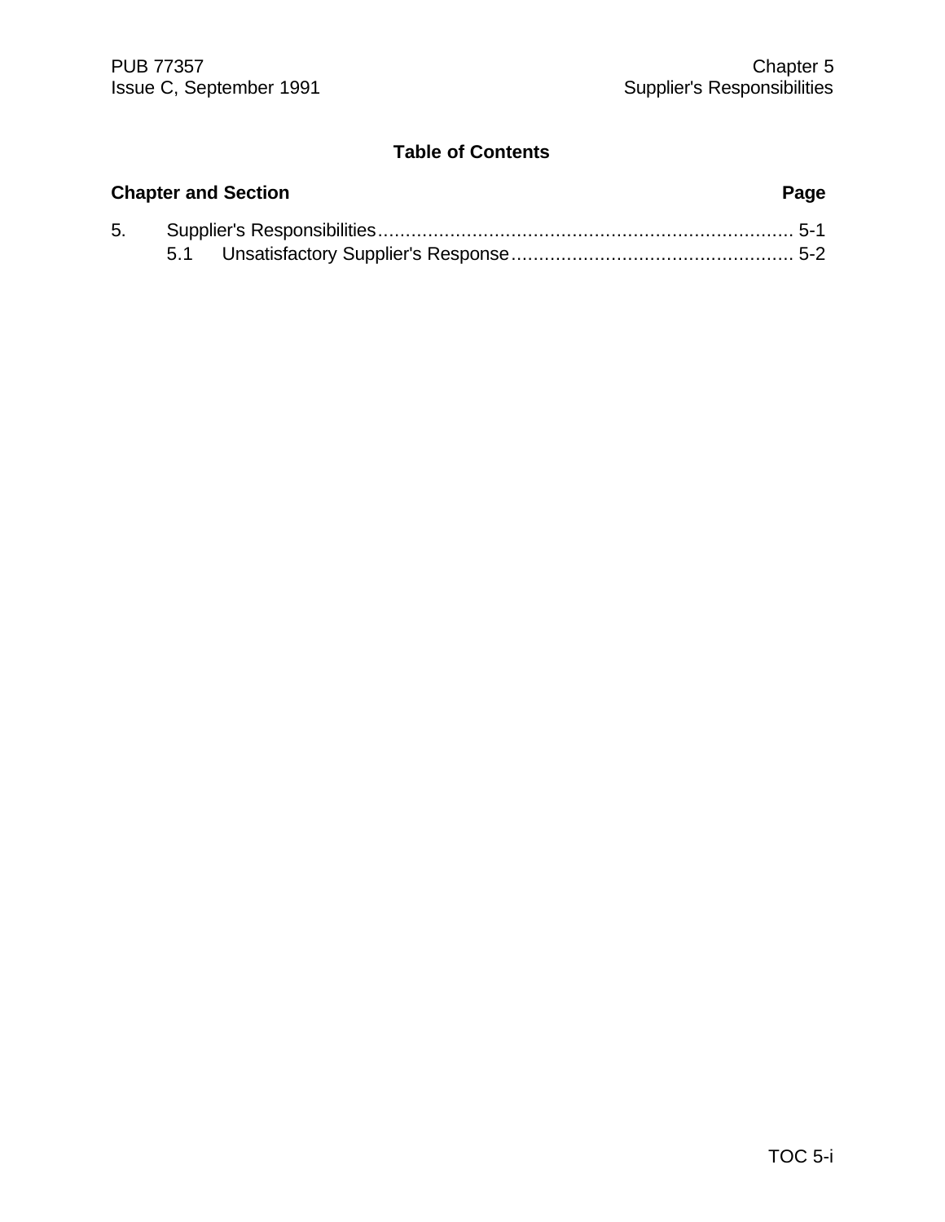## Table of Contents

| Chapter and Section | Page |
| --- | --- |
| 5. Supplier's Responsibilities | 5-1 |
| 5.1 Unsatisfactory Supplier's Response | 5-2 |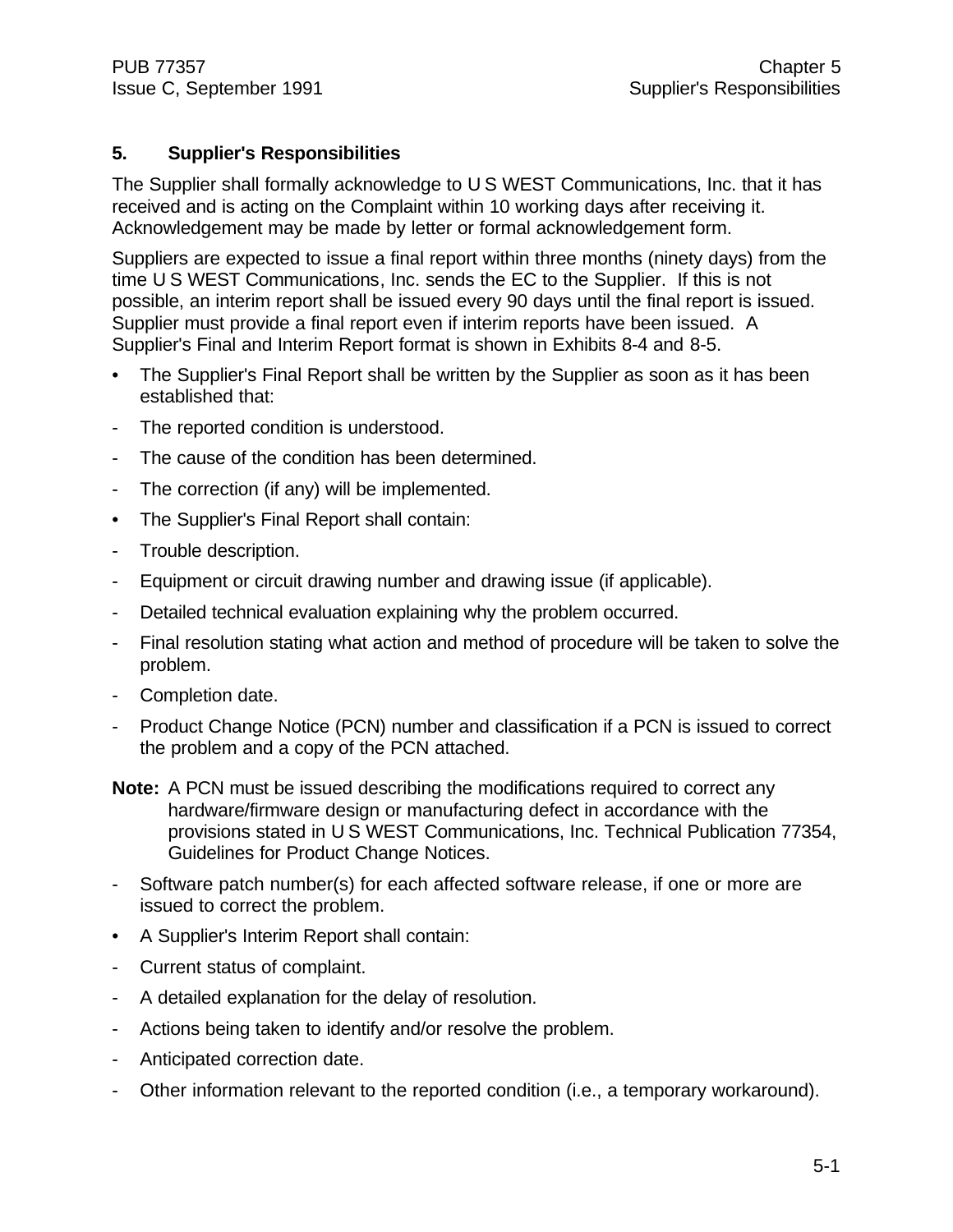# 5. Supplier's Responsibilities

The Supplier shall formally acknowledge to U S WEST Communications, Inc. that it has received and is acting on the Complaint within 10 working days after receiving it. Acknowledgement may be made by letter or formal acknowledgement form.

Suppliers are expected to issue a final report within three months (ninety days) from the time U S WEST Communications, Inc. sends the EC to the Supplier. If this is not possible, an interim report shall be issued every 90 days until the final report is issued. Supplier must provide a final report even if interim reports have been issued. A Supplier's Final and Interim Report format is shown in Exhibits 8-4 and 8-5.

- The Supplier's Final Report shall be written by the Supplier as soon as it has been established that:
  - The reported condition is understood.
  - The cause of the condition has been determined.
  - The correction (if any) will be implemented.
- The Supplier's Final Report shall contain:
  - Trouble description.
  - Equipment or circuit drawing number and drawing issue (if applicable).
  - Detailed technical evaluation explaining why the problem occurred.
  - Final resolution stating what action and method of procedure will be taken to solve the problem.
  - Completion date.
  - Product Change Notice (PCN) number and classification if a PCN is issued to correct the problem and a copy of the PCN attached.

**Note:** A PCN must be issued describing the modifications required to correct any hardware/firmware design or manufacturing defect in accordance with the provisions stated in U S WEST Communications, Inc. Technical Publication 77354, Guidelines for Product Change Notices.

  - Software patch number(s) for each affected software release, if one or more are issued to correct the problem.
- A Supplier's Interim Report shall contain:
  - Current status of complaint.
  - A detailed explanation for the delay of resolution.
  - Actions being taken to identify and/or resolve the problem.
  - Anticipated correction date.
  - Other information relevant to the reported condition (i.e., a temporary workaround).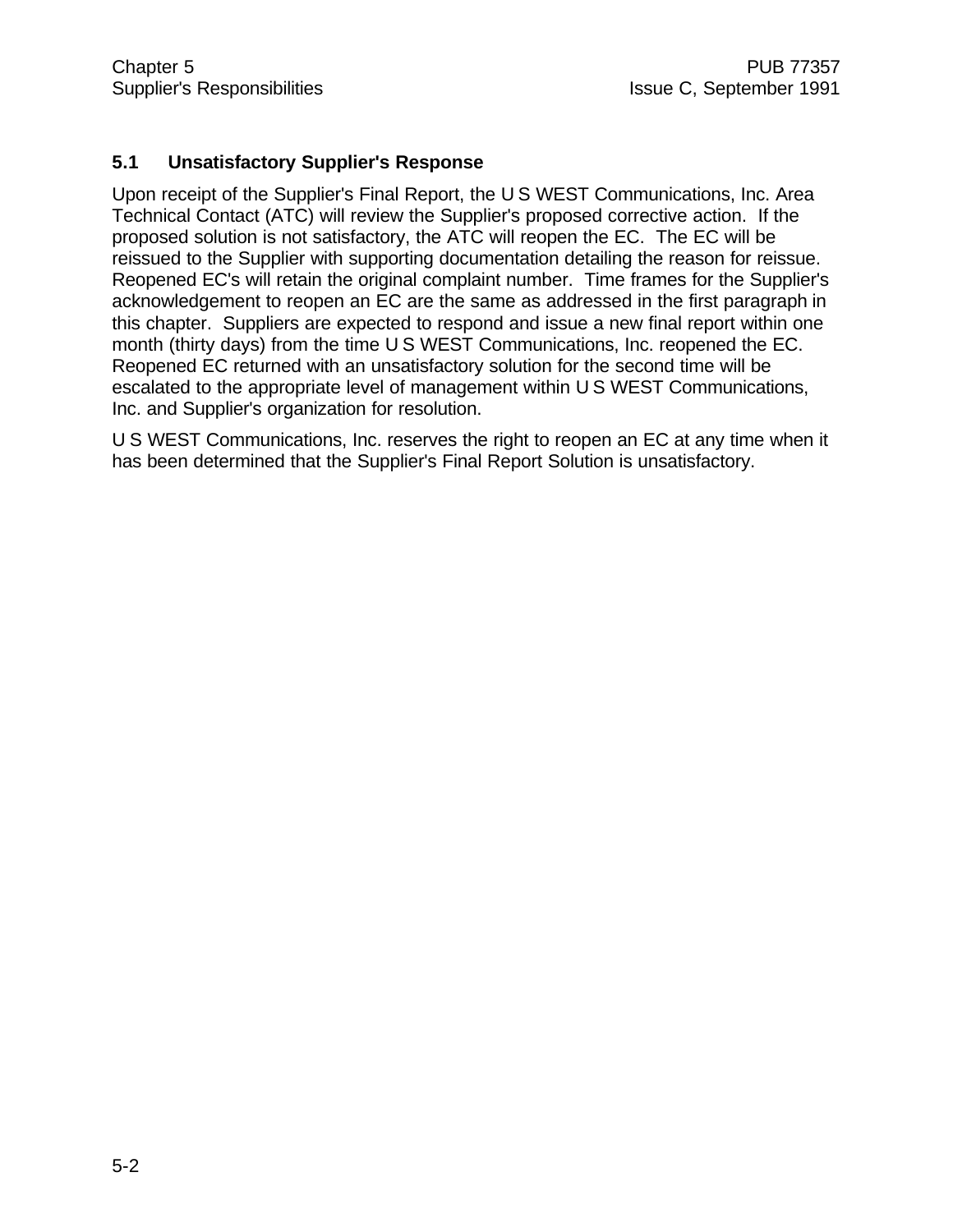## 5.1 Unsatisfactory Supplier's Response

Upon receipt of the Supplier's Final Report, the U S WEST Communications, Inc. Area Technical Contact (ATC) will review the Supplier's proposed corrective action. If the proposed solution is not satisfactory, the ATC will reopen the EC. The EC will be reissued to the Supplier with supporting documentation detailing the reason for reissue. Reopened EC's will retain the original complaint number. Time frames for the Supplier's acknowledgement to reopen an EC are the same as addressed in the first paragraph in this chapter. Suppliers are expected to respond and issue a new final report within one month (thirty days) from the time U S WEST Communications, Inc. reopened the EC. Reopened EC returned with an unsatisfactory solution for the second time will be escalated to the appropriate level of management within U S WEST Communications, Inc. and Supplier's organization for resolution.

U S WEST Communications, Inc. reserves the right to reopen an EC at any time when it has been determined that the Supplier's Final Report Solution is unsatisfactory.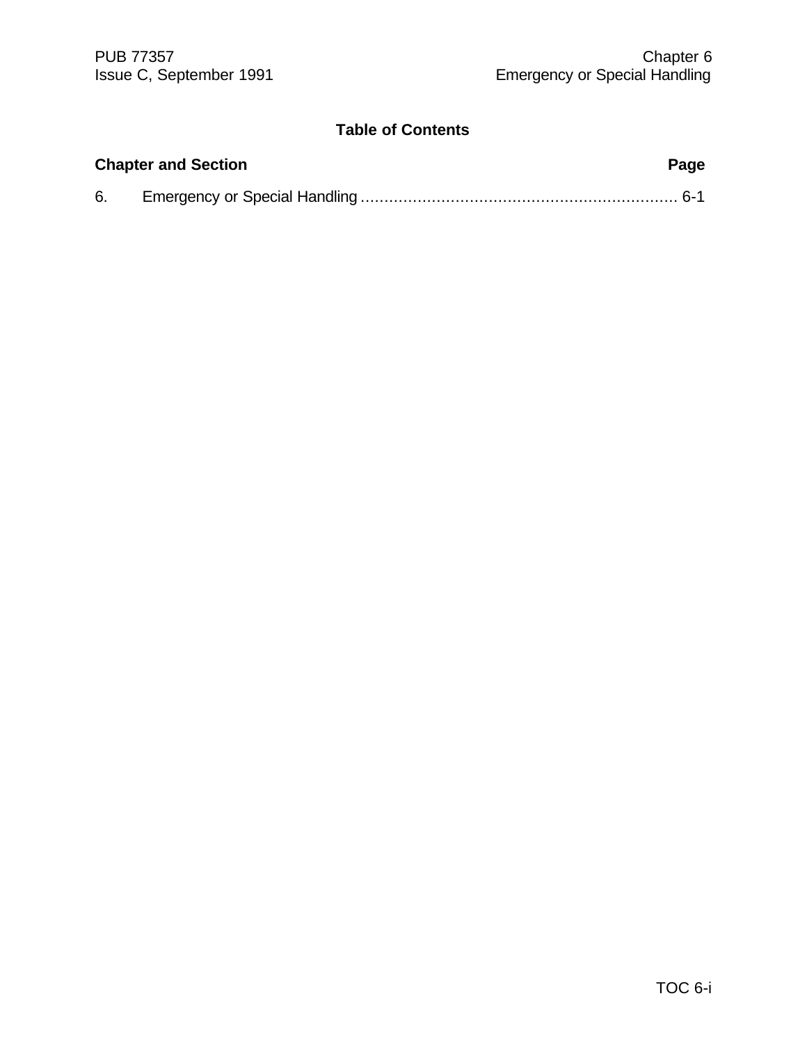# Table of Contents

| Chapter and Section | Page |
|---|---|
| 6. Emergency or Special Handling | 6-1 |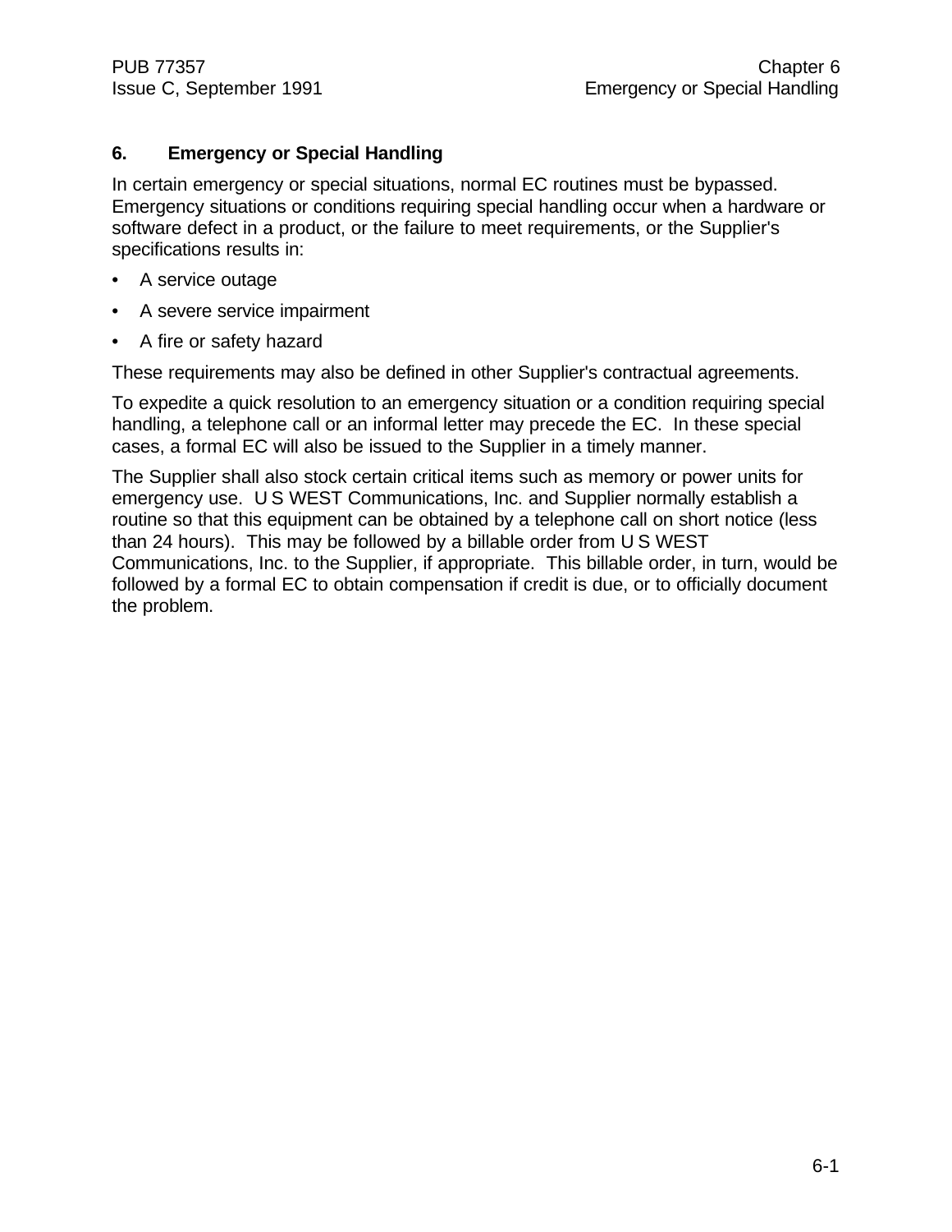# 6. Emergency or Special Handling

In certain emergency or special situations, normal EC routines must be bypassed. Emergency situations or conditions requiring special handling occur when a hardware or software defect in a product, or the failure to meet requirements, or the Supplier's specifications results in:

- A service outage
- A severe service impairment
- A fire or safety hazard

These requirements may also be defined in other Supplier's contractual agreements.

To expedite a quick resolution to an emergency situation or a condition requiring special handling, a telephone call or an informal letter may precede the EC. In these special cases, a formal EC will also be issued to the Supplier in a timely manner.

The Supplier shall also stock certain critical items such as memory or power units for emergency use. U S WEST Communications, Inc. and Supplier normally establish a routine so that this equipment can be obtained by a telephone call on short notice (less than 24 hours). This may be followed by a billable order from U S WEST Communications, Inc. to the Supplier, if appropriate. This billable order, in turn, would be followed by a formal EC to obtain compensation if credit is due, or to officially document the problem.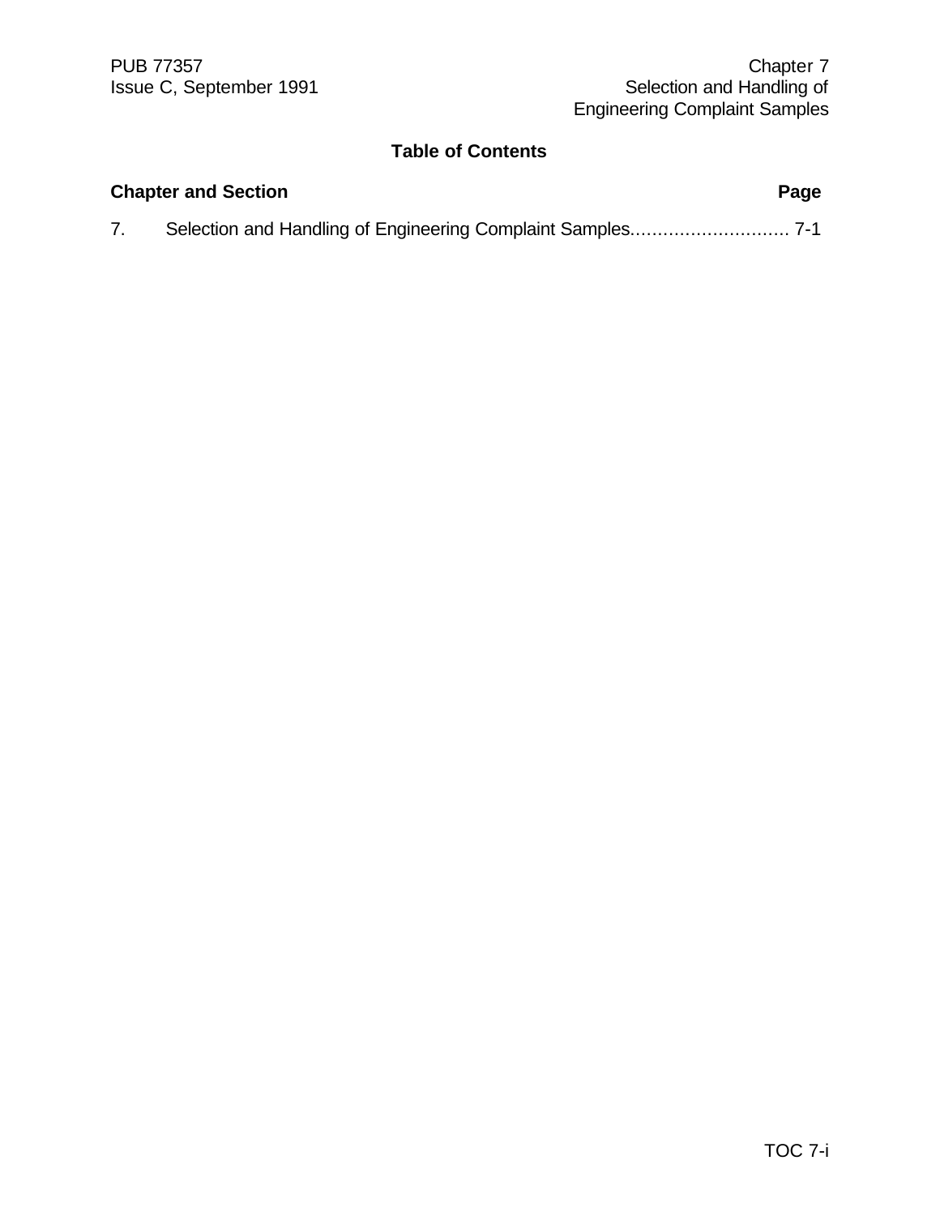## Table of Contents

| Chapter and Section | Page |
| --- | --- |
| 7. Selection and Handling of Engineering Complaint Samples | 7-1 |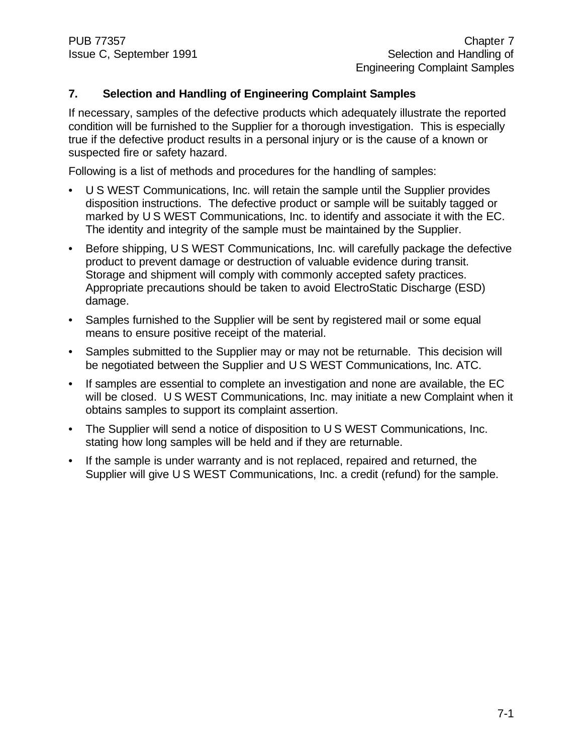## 7. Selection and Handling of Engineering Complaint Samples

If necessary, samples of the defective products which adequately illustrate the reported condition will be furnished to the Supplier for a thorough investigation. This is especially true if the defective product results in a personal injury or is the cause of a known or suspected fire or safety hazard.

Following is a list of methods and procedures for the handling of samples:

- U S WEST Communications, Inc. will retain the sample until the Supplier provides disposition instructions. The defective product or sample will be suitably tagged or marked by U S WEST Communications, Inc. to identify and associate it with the EC. The identity and integrity of the sample must be maintained by the Supplier.
- Before shipping, U S WEST Communications, Inc. will carefully package the defective product to prevent damage or destruction of valuable evidence during transit. Storage and shipment will comply with commonly accepted safety practices. Appropriate precautions should be taken to avoid ElectroStatic Discharge (ESD) damage.
- Samples furnished to the Supplier will be sent by registered mail or some equal means to ensure positive receipt of the material.
- Samples submitted to the Supplier may or may not be returnable. This decision will be negotiated between the Supplier and U S WEST Communications, Inc. ATC.
- If samples are essential to complete an investigation and none are available, the EC will be closed. U S WEST Communications, Inc. may initiate a new Complaint when it obtains samples to support its complaint assertion.
- The Supplier will send a notice of disposition to U S WEST Communications, Inc. stating how long samples will be held and if they are returnable.
- If the sample is under warranty and is not replaced, repaired and returned, the Supplier will give U S WEST Communications, Inc. a credit (refund) for the sample.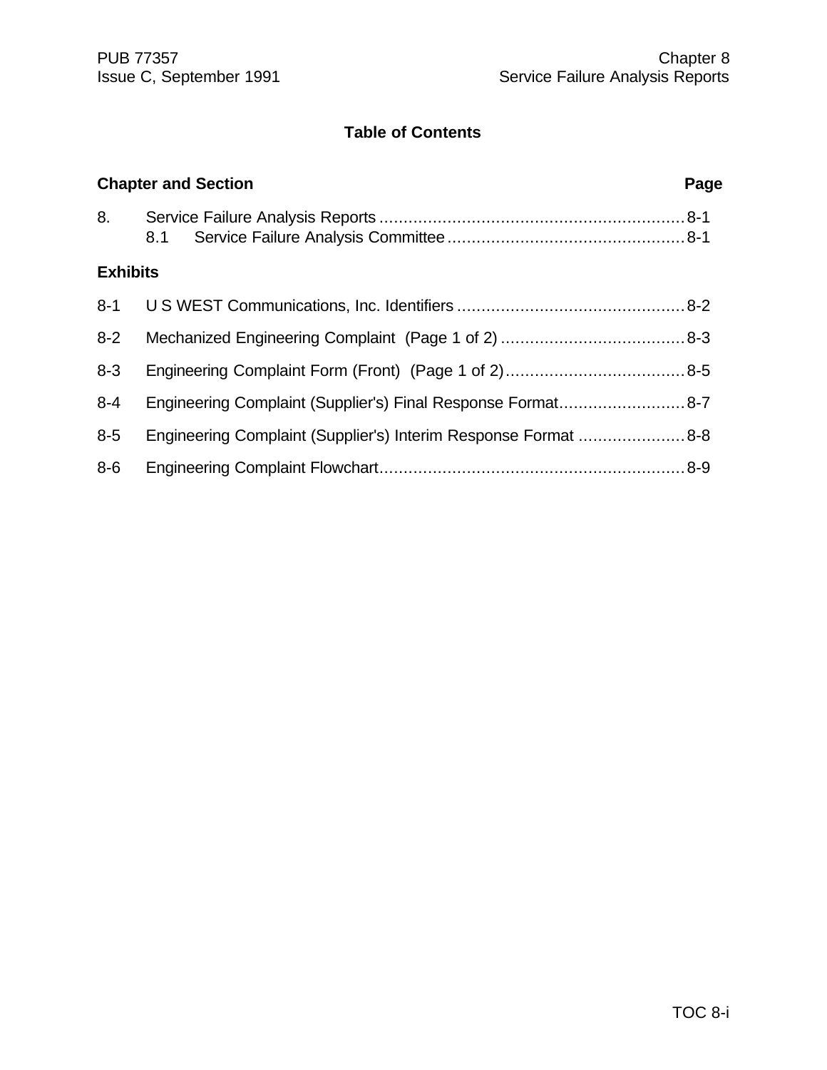## Table of Contents

| Chapter and Section | Page |
|---|---|
| 8. Service Failure Analysis Reports | 8-1 |
| 8.1 Service Failure Analysis Committee | 8-1 |

**Exhibits**

| Exhibit | Title | Page |
|---|---|---|
| 8-1 | U S WEST Communications, Inc. Identifiers | 8-2 |
| 8-2 | Mechanized Engineering Complaint (Page 1 of 2) | 8-3 |
| 8-3 | Engineering Complaint Form (Front) (Page 1 of 2) | 8-5 |
| 8-4 | Engineering Complaint (Supplier's) Final Response Format | 8-7 |
| 8-5 | Engineering Complaint (Supplier's) Interim Response Format | 8-8 |
| 8-6 | Engineering Complaint Flowchart | 8-9 |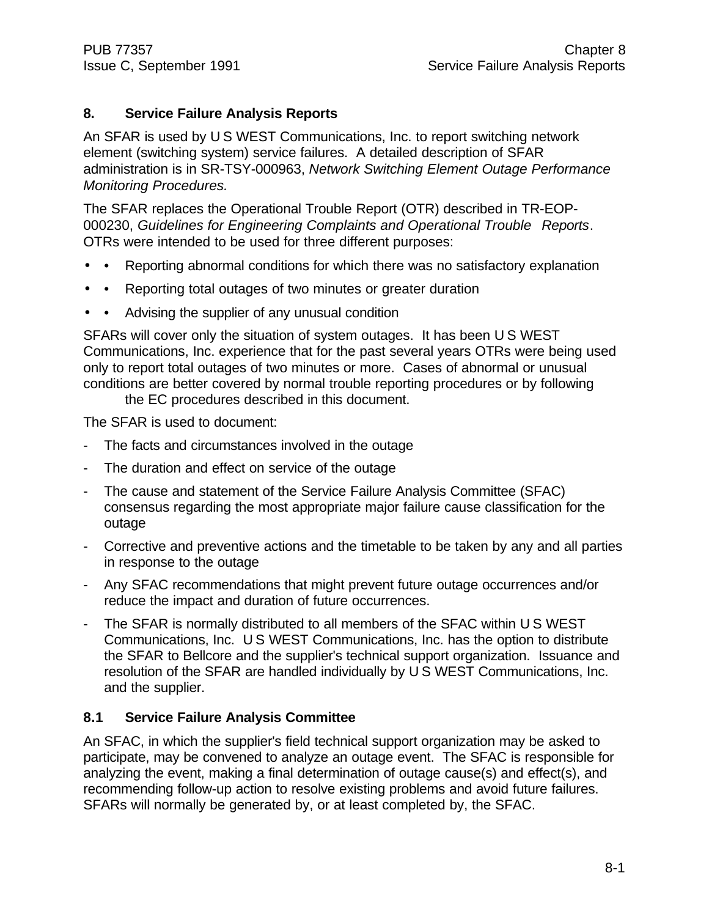## 8. Service Failure Analysis Reports

An SFAR is used by U S WEST Communications, Inc. to report switching network element (switching system) service failures. A detailed description of SFAR administration is in SR-TSY-000963, *Network Switching Element Outage Performance Monitoring Procedures.*

The SFAR replaces the Operational Trouble Report (OTR) described in TR-EOP-000230, *Guidelines for Engineering Complaints and Operational Trouble Reports*. OTRs were intended to be used for three different purposes:

- Reporting abnormal conditions for which there was no satisfactory explanation
- Reporting total outages of two minutes or greater duration
- Advising the supplier of any unusual condition

SFARs will cover only the situation of system outages. It has been U S WEST Communications, Inc. experience that for the past several years OTRs were being used only to report total outages of two minutes or more. Cases of abnormal or unusual conditions are better covered by normal trouble reporting procedures or by following the EC procedures described in this document.

The SFAR is used to document:

- The facts and circumstances involved in the outage
- The duration and effect on service of the outage
- The cause and statement of the Service Failure Analysis Committee (SFAC) consensus regarding the most appropriate major failure cause classification for the outage
- Corrective and preventive actions and the timetable to be taken by any and all parties in response to the outage
- Any SFAC recommendations that might prevent future outage occurrences and/or reduce the impact and duration of future occurrences.
- The SFAR is normally distributed to all members of the SFAC within U S WEST Communications, Inc. U S WEST Communications, Inc. has the option to distribute the SFAR to Bellcore and the supplier's technical support organization. Issuance and resolution of the SFAR are handled individually by U S WEST Communications, Inc. and the supplier.

### 8.1 Service Failure Analysis Committee

An SFAC, in which the supplier's field technical support organization may be asked to participate, may be convened to analyze an outage event. The SFAC is responsible for analyzing the event, making a final determination of outage cause(s) and effect(s), and recommending follow-up action to resolve existing problems and avoid future failures. SFARs will normally be generated by, or at least completed by, the SFAC.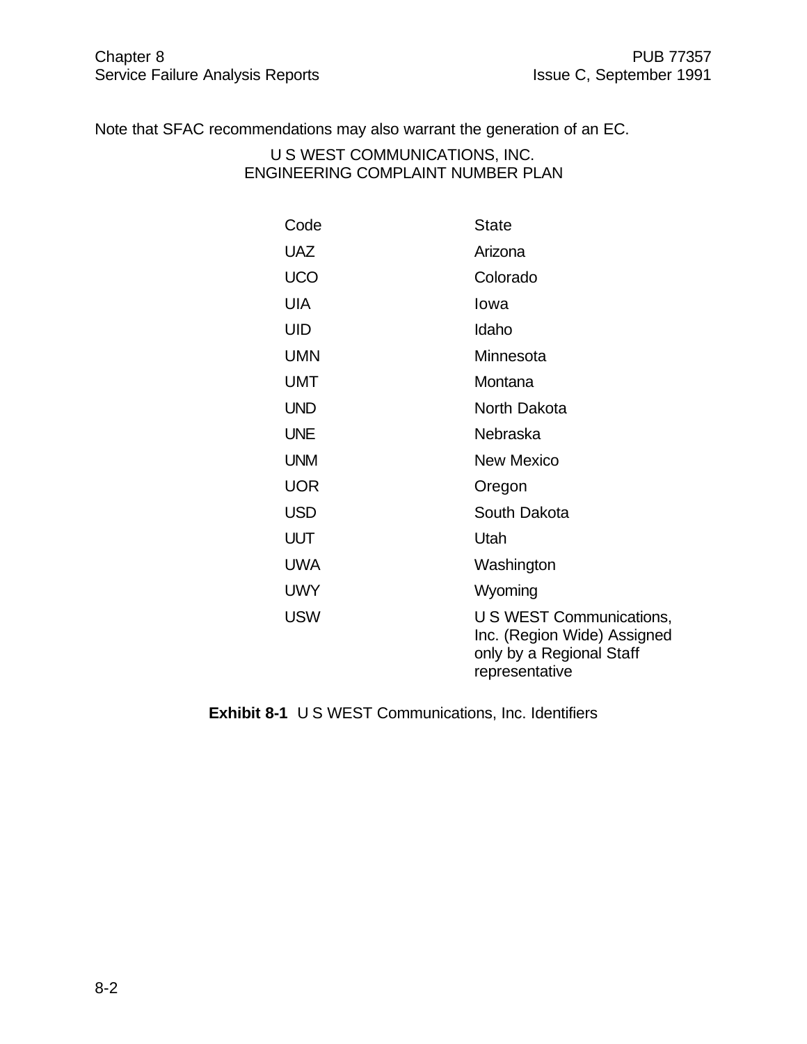Note that SFAC recommendations may also warrant the generation of an EC.

U S WEST COMMUNICATIONS, INC.
ENGINEERING COMPLAINT NUMBER PLAN

| Code | State |
|---|---|
| UAZ | Arizona |
| UCO | Colorado |
| UIA | Iowa |
| UID | Idaho |
| UMN | Minnesota |
| UMT | Montana |
| UND | North Dakota |
| UNE | Nebraska |
| UNM | New Mexico |
| UOR | Oregon |
| USD | South Dakota |
| UUT | Utah |
| UWA | Washington |
| UWY | Wyoming |
| USW | U S WEST Communications, Inc. (Region Wide) Assigned only by a Regional Staff representative |

**Exhibit 8-1** U S WEST Communications, Inc. Identifiers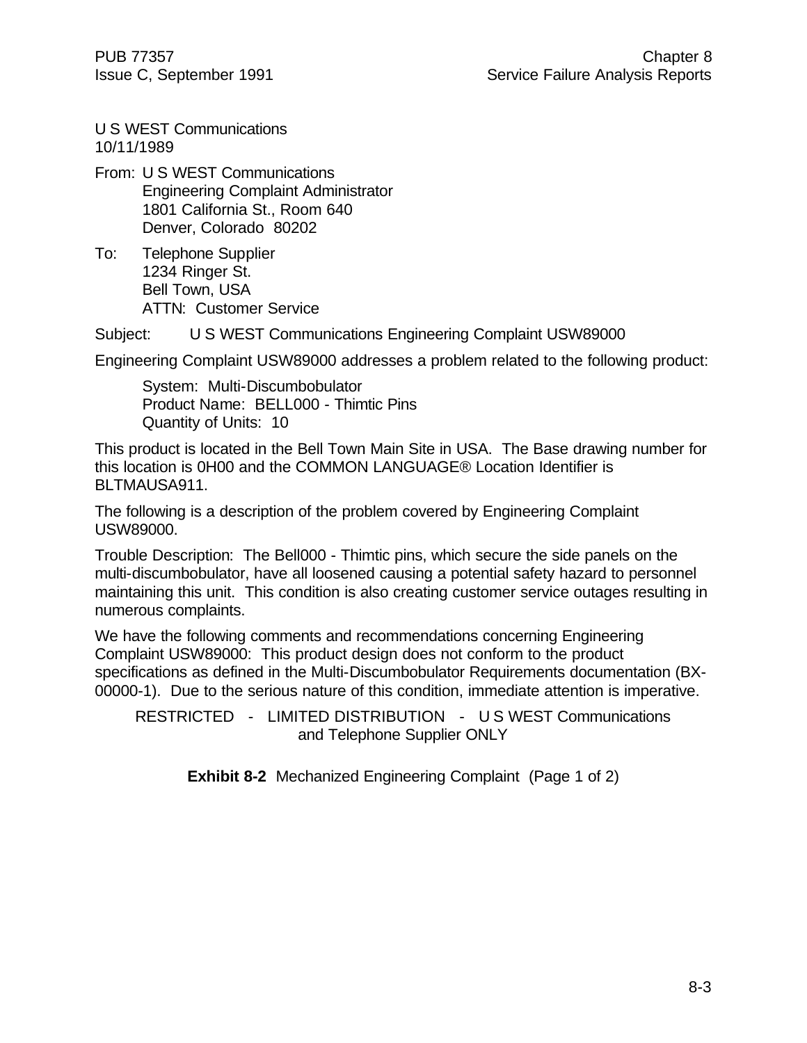U S WEST Communications
10/11/1989

From: U S WEST Communications
Engineering Complaint Administrator
1801 California St., Room 640
Denver, Colorado 80202

To: Telephone Supplier
1234 Ringer St.
Bell Town, USA
ATTN: Customer Service

Subject: U S WEST Communications Engineering Complaint USW89000

Engineering Complaint USW89000 addresses a problem related to the following product:

System: Multi-Discumbobulator
Product Name: BELL000 - Thimtic Pins
Quantity of Units: 10

This product is located in the Bell Town Main Site in USA. The Base drawing number for this location is 0H00 and the COMMON LANGUAGE® Location Identifier is BLTMAUSA911.

The following is a description of the problem covered by Engineering Complaint USW89000.

Trouble Description: The Bell000 - Thimtic pins, which secure the side panels on the multi-discumbobulator, have all loosened causing a potential safety hazard to personnel maintaining this unit. This condition is also creating customer service outages resulting in numerous complaints.

We have the following comments and recommendations concerning Engineering Complaint USW89000: This product design does not conform to the product specifications as defined in the Multi-Discumbobulator Requirements documentation (BX-00000-1). Due to the serious nature of this condition, immediate attention is imperative.

RESTRICTED - LIMITED DISTRIBUTION - U S WEST Communications and Telephone Supplier ONLY

**Exhibit 8-2** Mechanized Engineering Complaint (Page 1 of 2)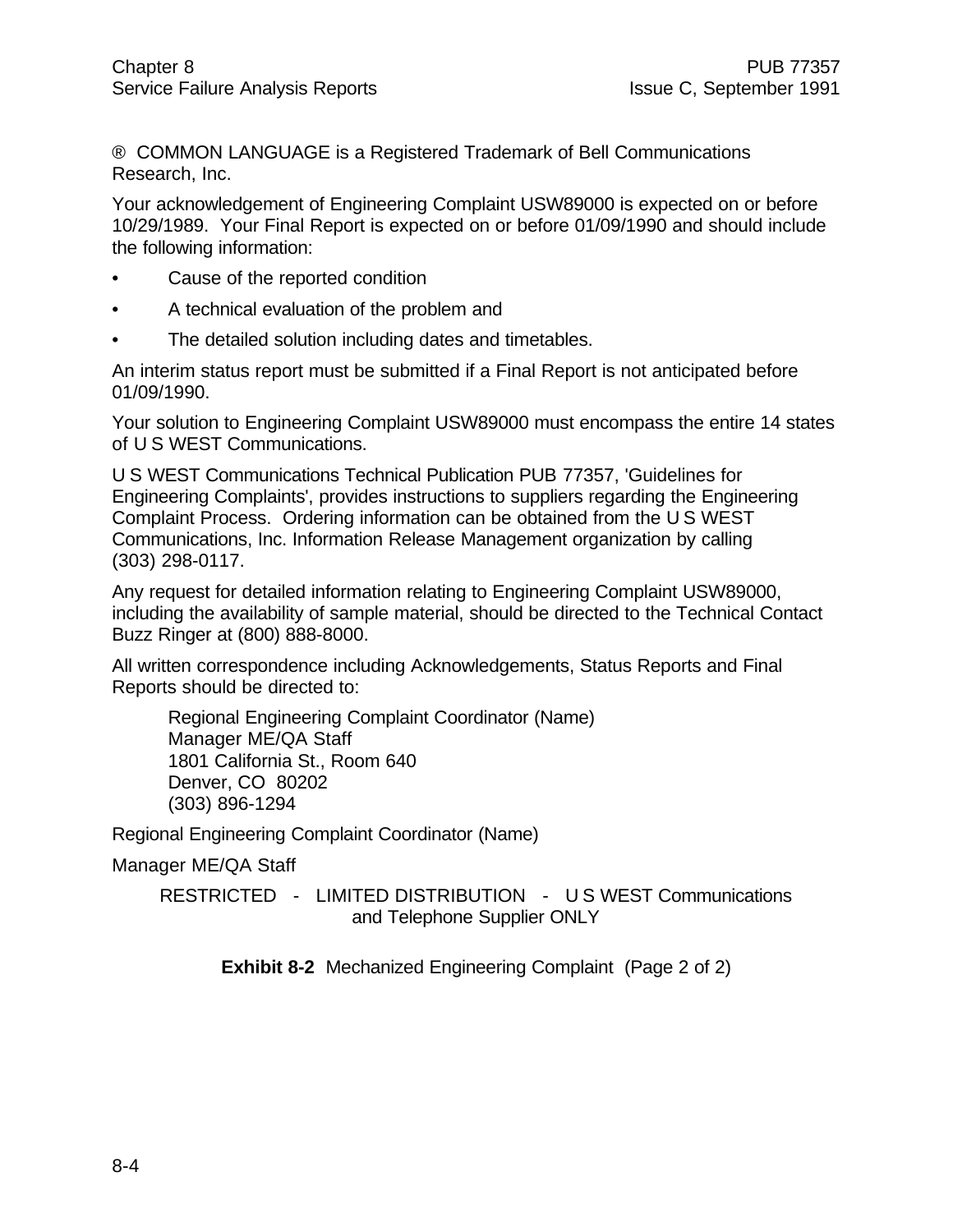® COMMON LANGUAGE is a Registered Trademark of Bell Communications Research, Inc.

Your acknowledgement of Engineering Complaint USW89000 is expected on or before 10/29/1989. Your Final Report is expected on or before 01/09/1990 and should include the following information:

- Cause of the reported condition
- A technical evaluation of the problem and
- The detailed solution including dates and timetables.

An interim status report must be submitted if a Final Report is not anticipated before 01/09/1990.

Your solution to Engineering Complaint USW89000 must encompass the entire 14 states of U S WEST Communications.

U S WEST Communications Technical Publication PUB 77357, 'Guidelines for Engineering Complaints', provides instructions to suppliers regarding the Engineering Complaint Process. Ordering information can be obtained from the U S WEST Communications, Inc. Information Release Management organization by calling (303) 298-0117.

Any request for detailed information relating to Engineering Complaint USW89000, including the availability of sample material, should be directed to the Technical Contact Buzz Ringer at (800) 888-8000.

All written correspondence including Acknowledgements, Status Reports and Final Reports should be directed to:

> Regional Engineering Complaint Coordinator (Name)
> Manager ME/QA Staff
> 1801 California St., Room 640
> Denver, CO 80202
> (303) 896-1294

Regional Engineering Complaint Coordinator (Name)

Manager ME/QA Staff

RESTRICTED - LIMITED DISTRIBUTION - U S WEST Communications and Telephone Supplier ONLY

**Exhibit 8-2** Mechanized Engineering Complaint (Page 2 of 2)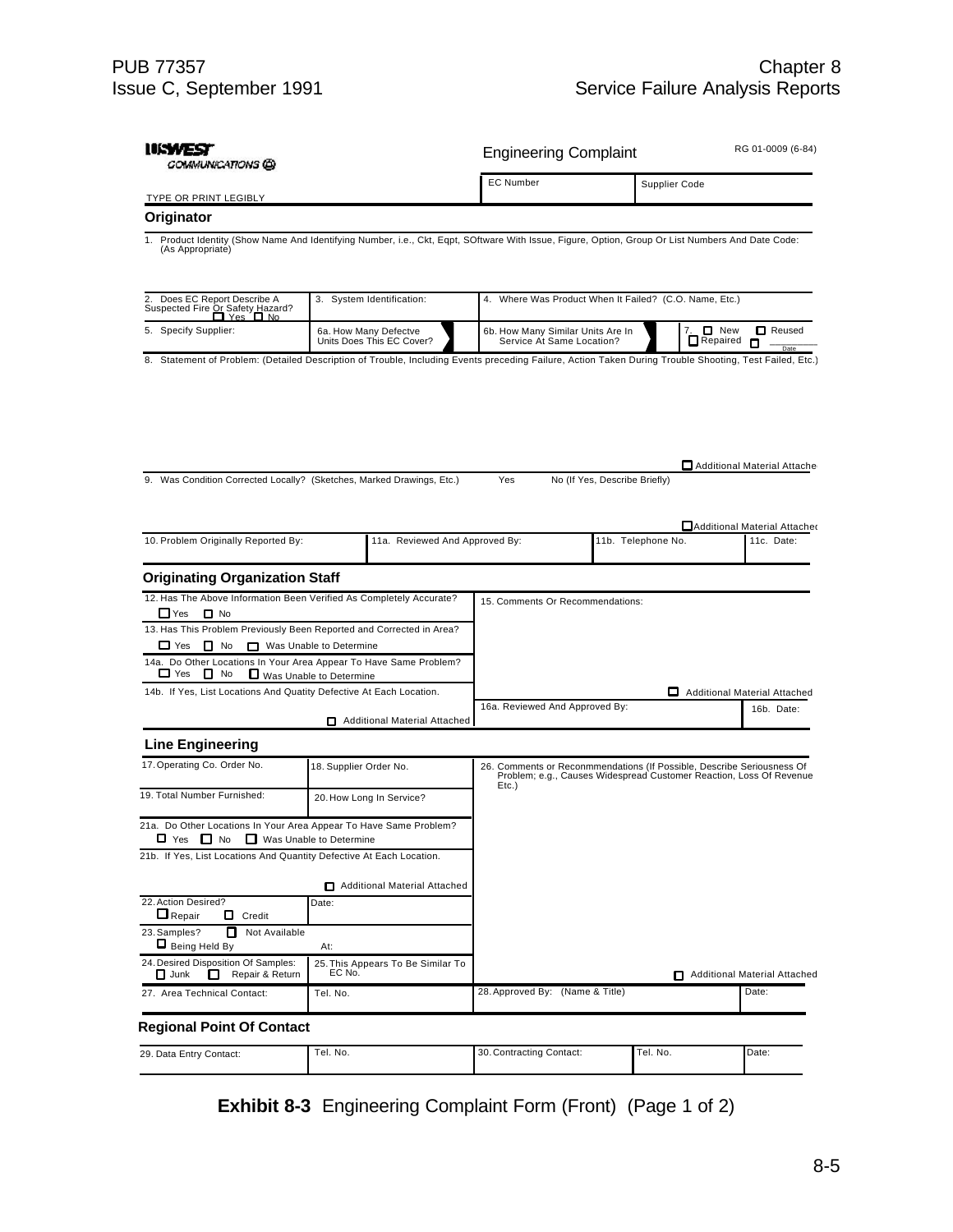**USWEST COMMUNICATIONS**

**Engineering Complaint** RG 01-0009 (6-84)

| EC Number | Supplier Code |
|---|---|
| | |

TYPE OR PRINT LEGIBLY

## Originator

1. Product Identity (Show Name And Identifying Number, i.e., Ckt, Eqpt, SOftware With Issue, Figure, Option, Group Or List Numbers And Date Code: (As Appropriate)

| 2. Does EC Report Describe A Suspected Fire Or Safety Hazard? ☐ Yes ☐ No | 3. System Identification: | 4. Where Was Product When It Failed? (C.O. Name, Etc.) | |
|---|---|---|---|
| 5. Specify Supplier: | 6a. How Many Defectve Units Does This EC Cover? | 6b. How Many Similar Units Are In Service At Same Location? | 7. ☐ New ☐ Reused ☐ Repaired ☐ Date |

8. Statement of Problem: (Detailed Description of Trouble, Including Events preceding Failure, Action Taken During Trouble Shooting, Test Failed, Etc.)

☐ Additional Material Attached

9. Was Condition Corrected Locally? (Sketches, Marked Drawings, Etc.) Yes No (If Yes, Describe Briefly)

☐ Additional Material Attached

| 10. Problem Originally Reported By: | 11a. Reviewed And Approved By: | 11b. Telephone No. | 11c. Date: |
|---|---|---|---|
| | | | |

## Originating Organization Staff

12. Has The Above Information Been Verified As Completely Accurate? ☐ Yes ☐ No

13. Has This Problem Previously Been Reported and Corrected in Area? ☐ Yes ☐ No ☐ Was Unable to Determine

14a. Do Other Locations In Your Area Appear To Have Same Problem? ☐ Yes ☐ No ☐ Was Unable to Determine

14b. If Yes, List Locations And Quatity Defective At Each Location.

☐ Additional Material Attached

15. Comments Or Recommendations:

☐ Additional Material Attached

| 16a. Reviewed And Approved By: | 16b. Date: |
|---|---|
| | |

## Line Engineering

| 17. Operating Co. Order No. | 18. Supplier Order No. |
|---|---|
| 19. Total Number Furnished: | 20. How Long In Service? |

21a. Do Other Locations In Your Area Appear To Have Same Problem? ☐ Yes ☐ No ☐ Was Unable to Determine

21b. If Yes, List Locations And Quantity Defective At Each Location.

☐ Additional Material Attached

| 22. Action Desired? ☐ Repair ☐ Credit | Date: |
|---|---|
| 23. Samples? ☐ Not Available ☐ Being Held By | At: |
| 24. Desired Disposition Of Samples: ☐ Junk ☐ Repair & Return | 25. This Appears To Be Similar To EC No. |

26. Comments or Reconmmendations (If Possible, Describe Seriousness Of Problem; e.g., Causes Widespread Customer Reaction, Loss Of Revenue Etc.)

☐ Additional Material Attached

| 27. Area Technical Contact: | Tel. No. | 28. Approved By: (Name & Title) | Date: |
|---|---|---|---|
| | | | |

## Regional Point Of Contact

| 29. Data Entry Contact: | Tel. No. | 30. Contracting Contact: | Tel. No. | Date: |
|---|---|---|---|---|
| | | | | |

**Exhibit 8-3** Engineering Complaint Form (Front) (Page 1 of 2)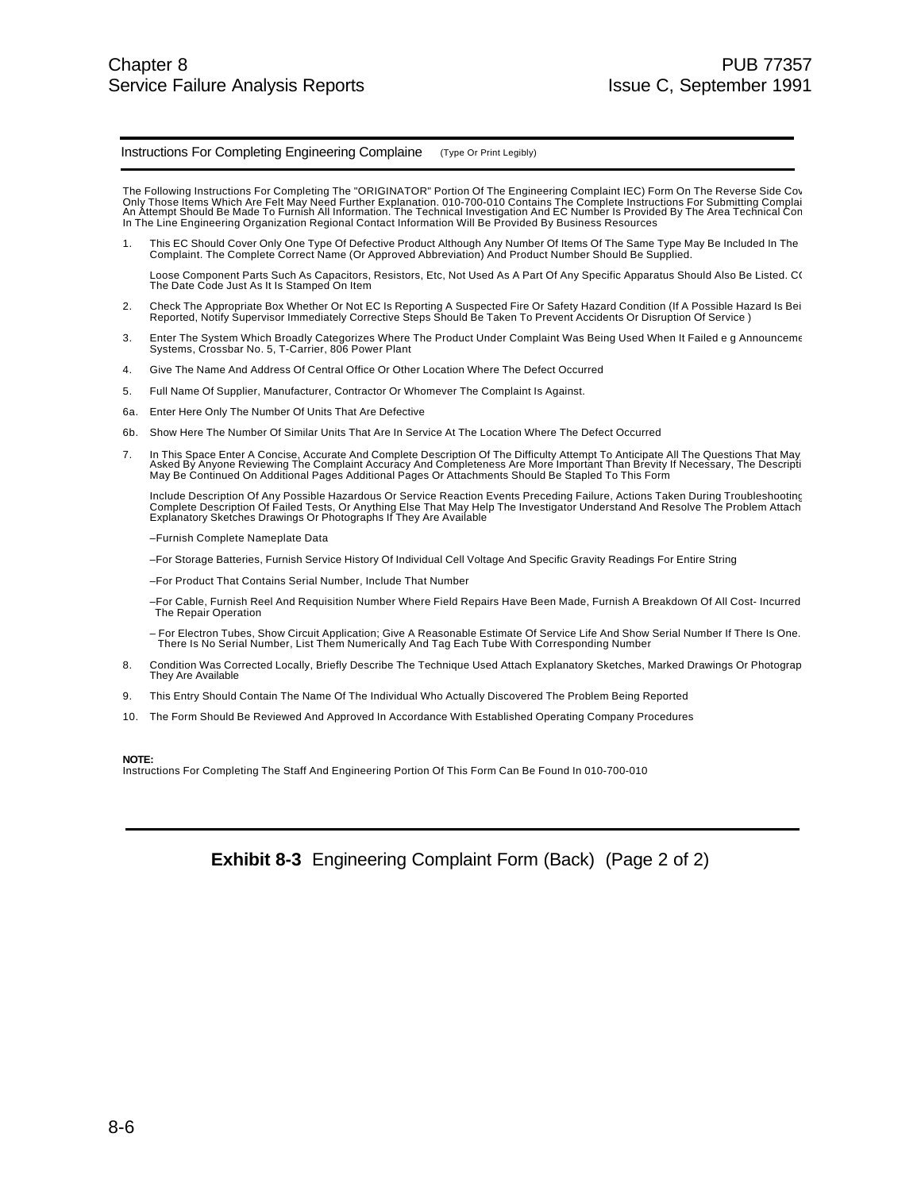Instructions For Completing Engineering Complaine (Type Or Print Legibly)

The Following Instructions For Completing The "ORIGINATOR" Portion Of The Engineering Complaint IEC) Form On The Reverse Side Cov Only Those Items Which Are Felt May Need Further Explanation. 010-700-010 Contains The Complete Instructions For Submitting Complai An Attempt Should Be Made To Furnish All Information. The Technical Investigation And EC Number Is Provided By The Area Technical Con In The Line Engineering Organization Regional Contact Information Will Be Provided By Business Resources

1. This EC Should Cover Only One Type Of Defective Product Although Any Number Of Items Of The Same Type May Be Included In The Complaint. The Complete Correct Name (Or Approved Abbreviation) And Product Number Should Be Supplied.

   Loose Component Parts Such As Capacitors, Resistors, Etc, Not Used As A Part Of Any Specific Apparatus Should Also Be Listed. C( The Date Code Just As It Is Stamped On Item

2. Check The Appropriate Box Whether Or Not EC Is Reporting A Suspected Fire Or Safety Hazard Condition (If A Possible Hazard Is Bei Reported, Notify Supervisor Immediately Corrective Steps Should Be Taken To Prevent Accidents Or Disruption Of Service )

3. Enter The System Which Broadly Categorizes Where The Product Under Complaint Was Being Used When It Failed e g Announceme Systems, Crossbar No. 5, T-Carrier, 806 Power Plant

4. Give The Name And Address Of Central Office Or Other Location Where The Defect Occurred

5. Full Name Of Supplier, Manufacturer, Contractor Or Whomever The Complaint Is Against.

6a. Enter Here Only The Number Of Units That Are Defective

6b. Show Here The Number Of Similar Units That Are In Service At The Location Where The Defect Occurred

7. In This Space Enter A Concise, Accurate And Complete Description Of The Difficulty Attempt To Anticipate All The Questions That May Asked By Anyone Reviewing The Complaint Accuracy And Completeness Are More Important Than Brevity If Necessary, The Descripti May Be Continued On Additional Pages Additional Pages Or Attachments Should Be Stapled To This Form

   Include Description Of Any Possible Hazardous Or Service Reaction Events Preceding Failure, Actions Taken During Troubleshootinç Complete Description Of Failed Tests, Or Anything Else That May Help The Investigator Understand And Resolve The Problem Attach Explanatory Sketches Drawings Or Photographs If They Are Available

   –Furnish Complete Nameplate Data

   –For Storage Batteries, Furnish Service History Of Individual Cell Voltage And Specific Gravity Readings For Entire String

   –For Product That Contains Serial Number, Include That Number

   –For Cable, Furnish Reel And Requisition Number Where Field Repairs Have Been Made, Furnish A Breakdown Of All Cost- Incurred The Repair Operation

   – For Electron Tubes, Show Circuit Application; Give A Reasonable Estimate Of Service Life And Show Serial Number If There Is One. There Is No Serial Number, List Them Numerically And Tag Each Tube With Corresponding Number

8. Condition Was Corrected Locally, Briefly Describe The Technique Used Attach Explanatory Sketches, Marked Drawings Or Photograp They Are Available

9. This Entry Should Contain The Name Of The Individual Who Actually Discovered The Problem Being Reported

10. The Form Should Be Reviewed And Approved In Accordance With Established Operating Company Procedures

**NOTE:**
Instructions For Completing The Staff And Engineering Portion Of This Form Can Be Found In 010-700-010

**Exhibit 8-3** Engineering Complaint Form (Back) (Page 2 of 2)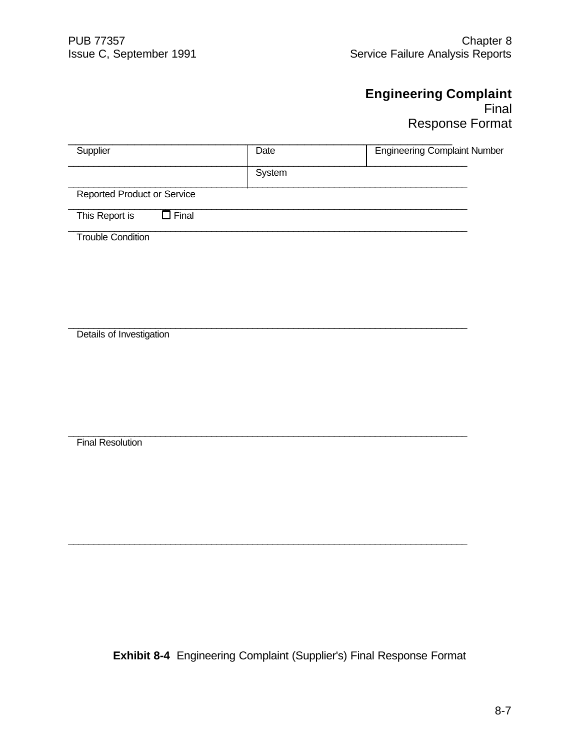## Engineering Complaint

Final
Response Format

| Supplier | Date | Engineering Complaint Number |
|---|---|---|
| | System | |
| Reported Product or Service | | |
| This Report is ☐ Final | | |

Trouble Condition

Details of Investigation

Final Resolution

**Exhibit 8-4** Engineering Complaint (Supplier's) Final Response Format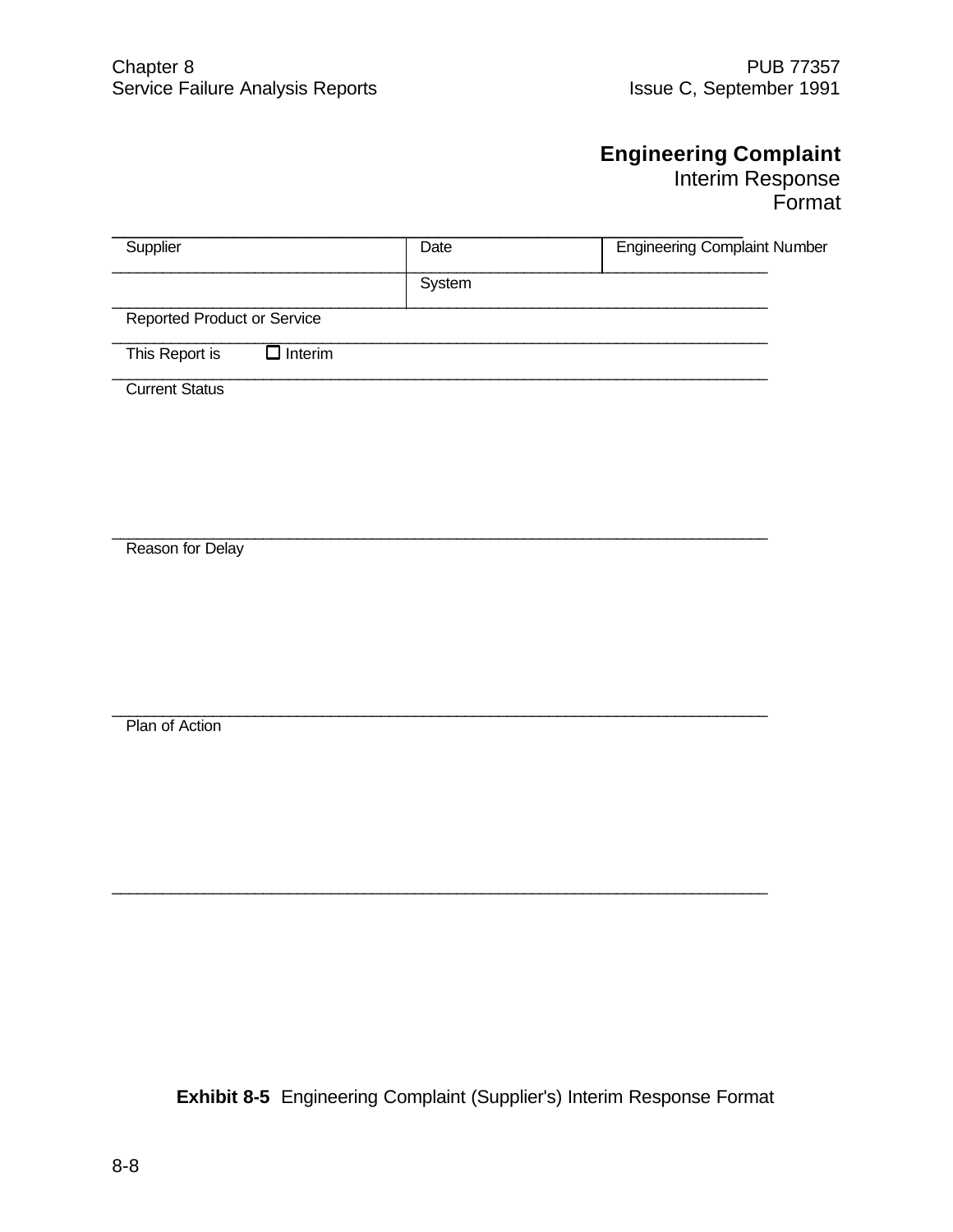# **Engineering Complaint**
Interim Response
Format

| Supplier | Date | Engineering Complaint Number |
|---|---|---|
| | System | |
| Reported Product or Service | | |
| This Report is ☐ Interim | | |
| Current Status | | |
| Reason for Delay | | |
| Plan of Action | | |

**Exhibit 8-5** Engineering Complaint (Supplier's) Interim Response Format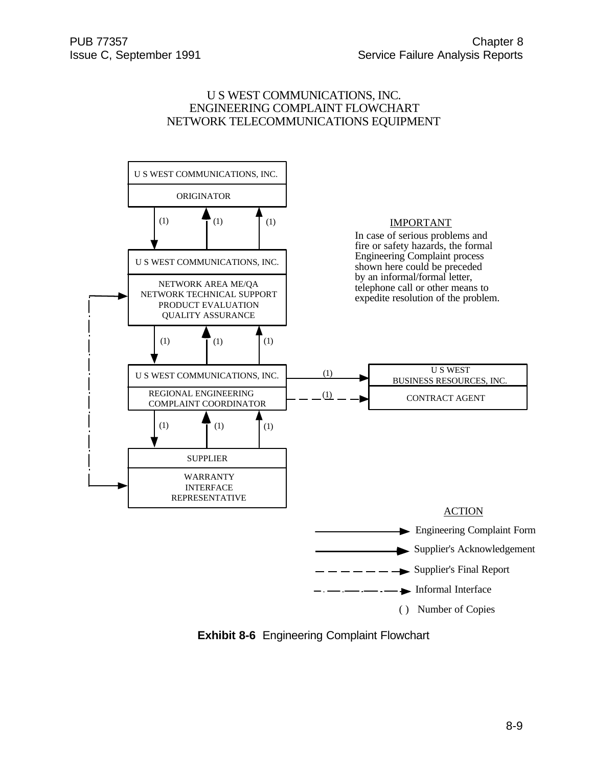U S WEST COMMUNICATIONS, INC.
ENGINEERING COMPLAINT FLOWCHART
NETWORK TELECOMMUNICATIONS EQUIPMENT

U S WEST COMMUNICATIONS, INC.

ORIGINATOR

(1) (1) (1)

U S WEST COMMUNICATIONS, INC.

NETWORK AREA ME/QA
NETWORK TECHNICAL SUPPORT
PRODUCT EVALUATION
QUALITY ASSURANCE

(1) (1) (1)

U S WEST COMMUNICATIONS, INC.

REGIONAL ENGINEERING
COMPLAINT COORDINATOR

(1)

(1)

U S WEST
BUSINESS RESOURCES, INC.

CONTRACT AGENT

(1) (1) (1)

SUPPLIER

WARRANTY
INTERFACE
REPRESENTATIVE

IMPORTANT

In case of serious problems and fire or safety hazards, the formal Engineering Complaint process shown here could be preceded by an informal/formal letter, telephone call or other means to expedite resolution of the problem.

ACTION

- Engineering Complaint Form
- Supplier's Acknowledgement
- Supplier's Final Report
- Informal Interface
- ( ) Number of Copies

**Exhibit 8-6** Engineering Complaint Flowchart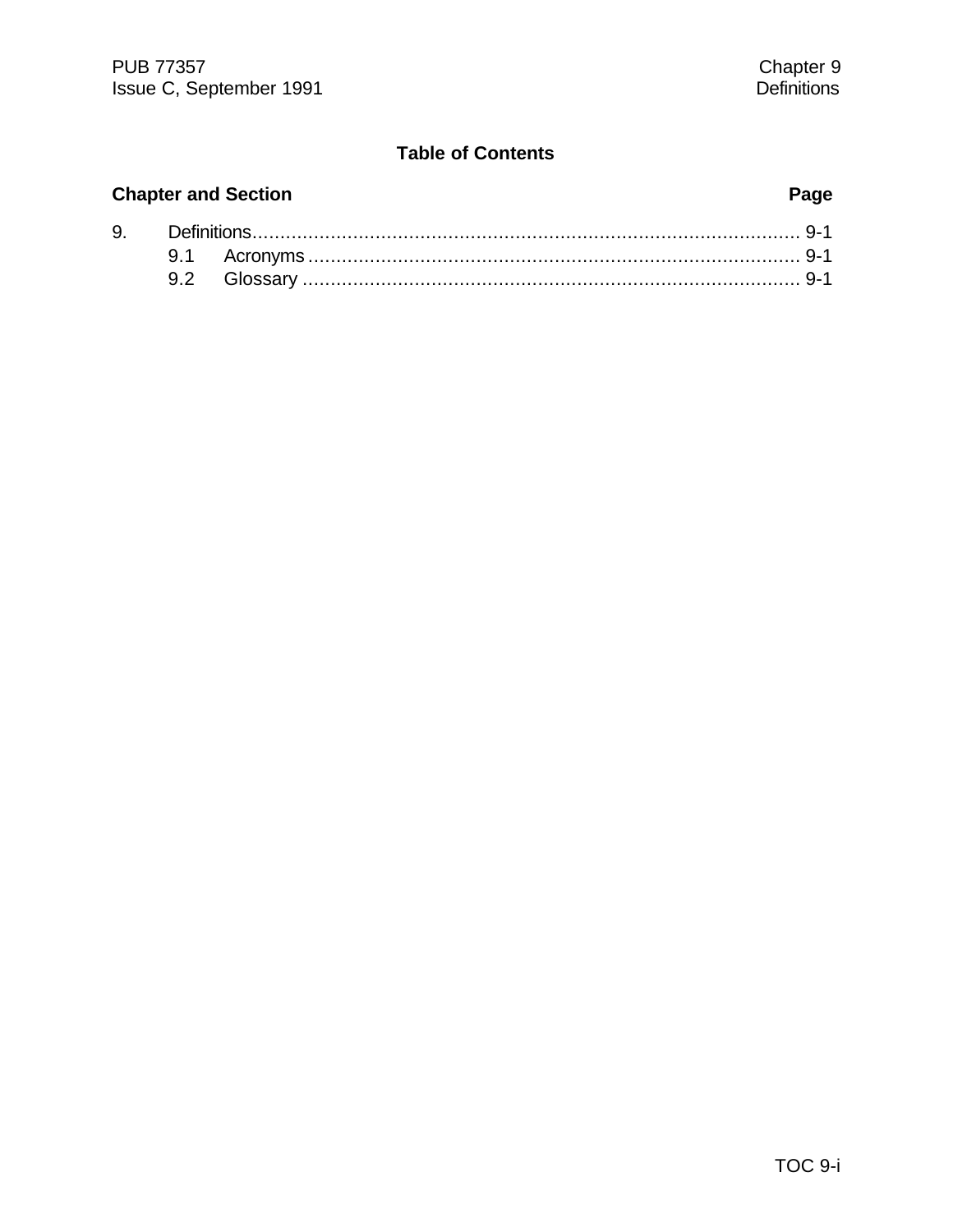## Table of Contents

| Chapter and Section | Page |
|---|---|
| 9. Definitions | 9-1 |
| 9.1 Acronyms | 9-1 |
| 9.2 Glossary | 9-1 |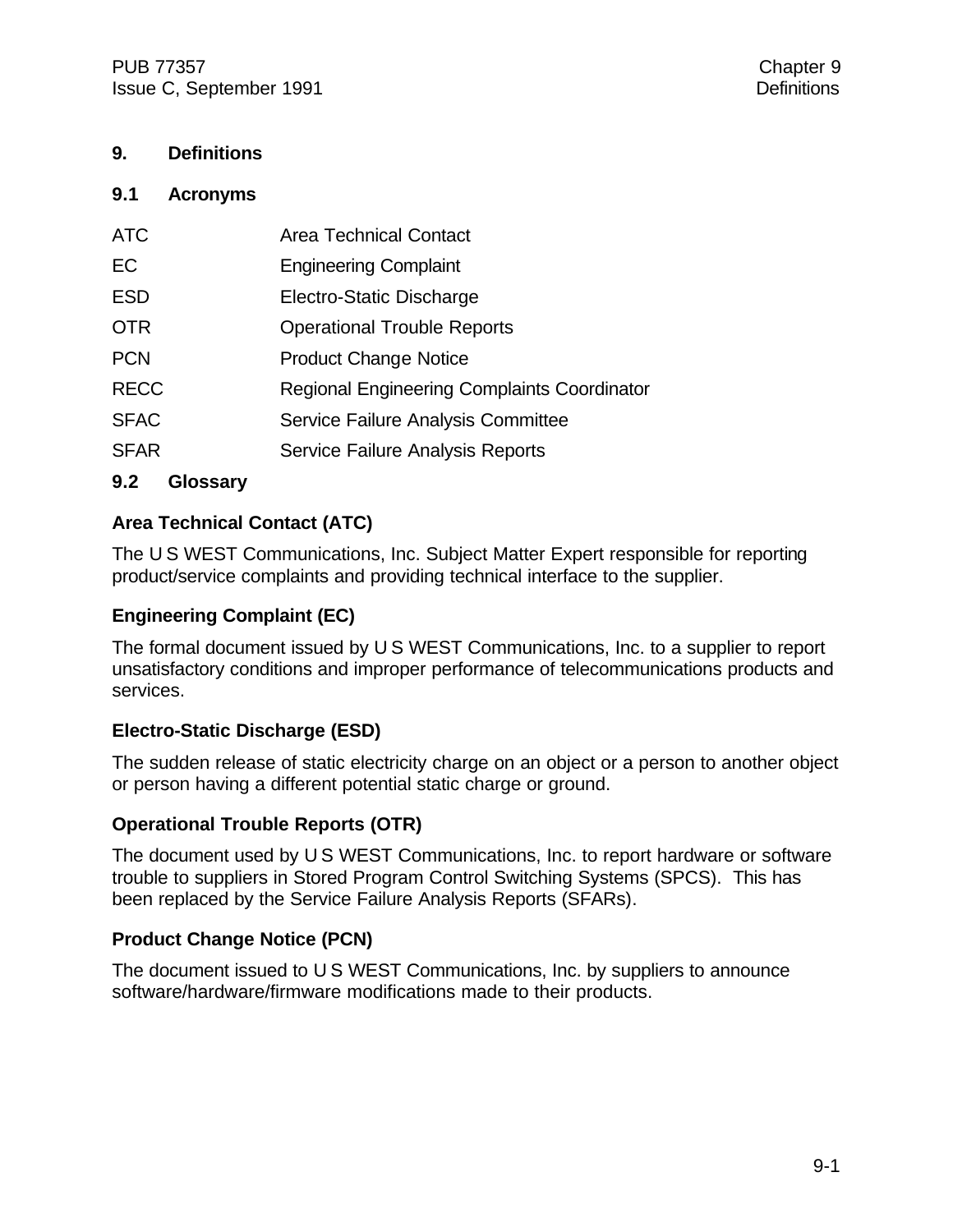# 9. Definitions

## 9.1 Acronyms

| | |
|---|---|
| ATC | Area Technical Contact |
| EC | Engineering Complaint |
| ESD | Electro-Static Discharge |
| OTR | Operational Trouble Reports |
| PCN | Product Change Notice |
| RECC | Regional Engineering Complaints Coordinator |
| SFAC | Service Failure Analysis Committee |
| SFAR | Service Failure Analysis Reports |

## 9.2 Glossary

### Area Technical Contact (ATC)

The U S WEST Communications, Inc. Subject Matter Expert responsible for reporting product/service complaints and providing technical interface to the supplier.

### Engineering Complaint (EC)

The formal document issued by U S WEST Communications, Inc. to a supplier to report unsatisfactory conditions and improper performance of telecommunications products and services.

### Electro-Static Discharge (ESD)

The sudden release of static electricity charge on an object or a person to another object or person having a different potential static charge or ground.

### Operational Trouble Reports (OTR)

The document used by U S WEST Communications, Inc. to report hardware or software trouble to suppliers in Stored Program Control Switching Systems (SPCS). This has been replaced by the Service Failure Analysis Reports (SFARs).

### Product Change Notice (PCN)

The document issued to U S WEST Communications, Inc. by suppliers to announce software/hardware/firmware modifications made to their products.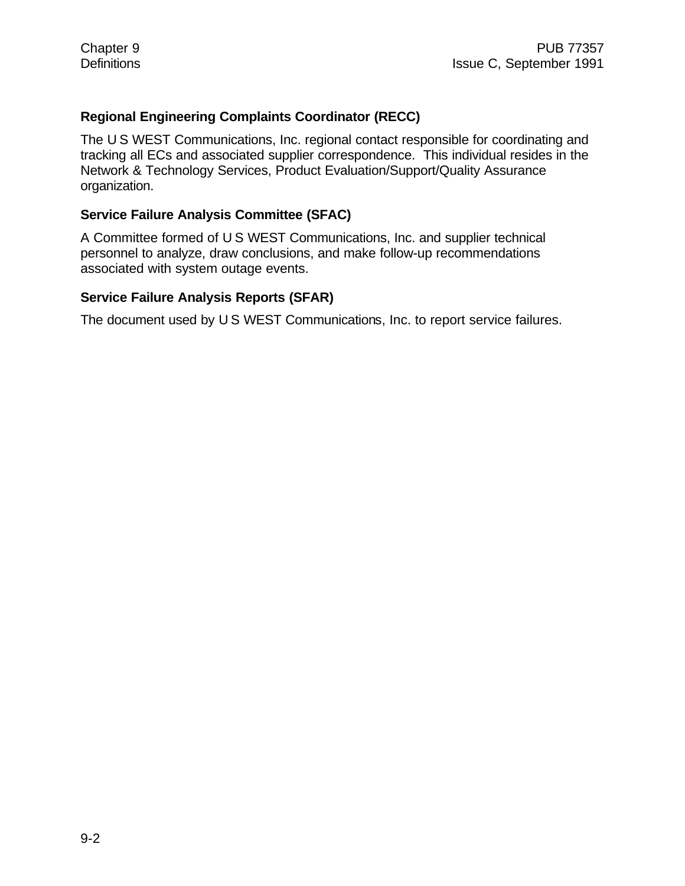### Regional Engineering Complaints Coordinator (RECC)

The U S WEST Communications, Inc. regional contact responsible for coordinating and tracking all ECs and associated supplier correspondence. This individual resides in the Network & Technology Services, Product Evaluation/Support/Quality Assurance organization.

### Service Failure Analysis Committee (SFAC)

A Committee formed of U S WEST Communications, Inc. and supplier technical personnel to analyze, draw conclusions, and make follow-up recommendations associated with system outage events.

### Service Failure Analysis Reports (SFAR)

The document used by U S WEST Communications, Inc. to report service failures.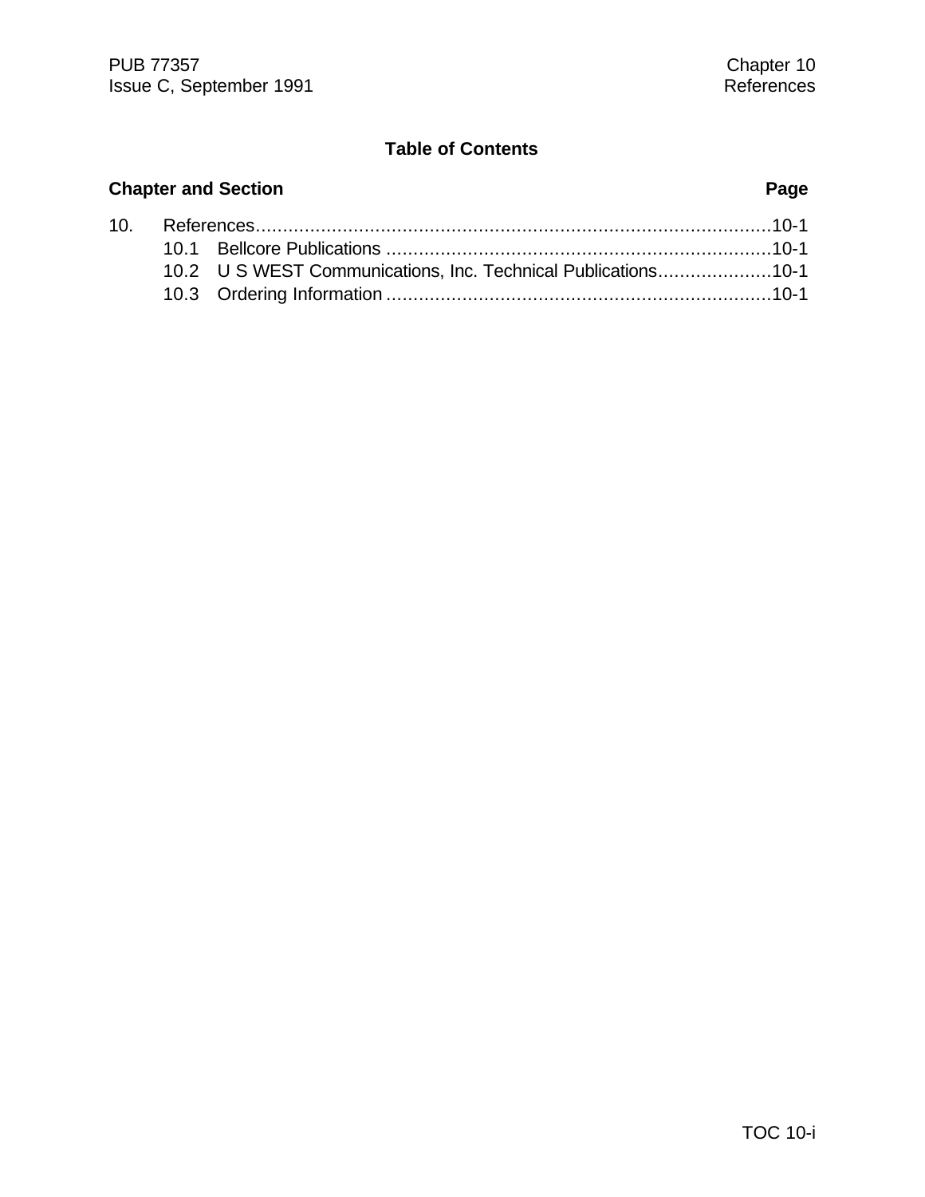## Table of Contents

| Chapter and Section | Page |
|---|---|
| 10. References | 10-1 |
| 10.1 Bellcore Publications | 10-1 |
| 10.2 U S WEST Communications, Inc. Technical Publications | 10-1 |
| 10.3 Ordering Information | 10-1 |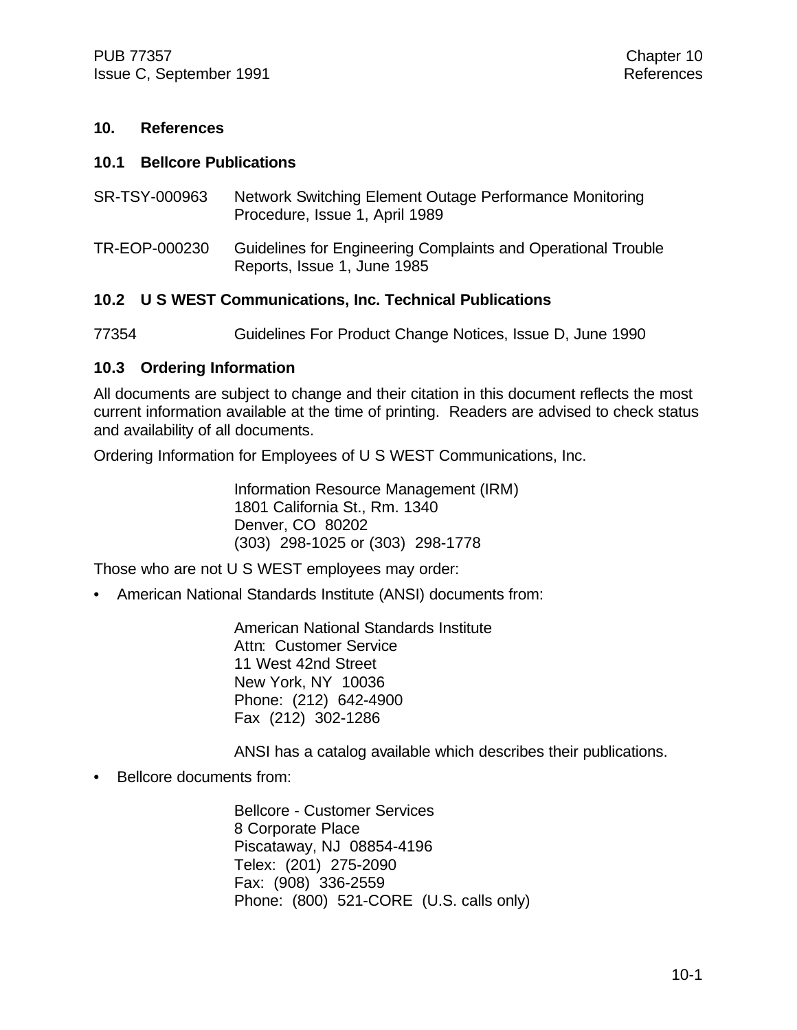# 10. References

## 10.1 Bellcore Publications

SR-TSY-000963 Network Switching Element Outage Performance Monitoring Procedure, Issue 1, April 1989

TR-EOP-000230 Guidelines for Engineering Complaints and Operational Trouble Reports, Issue 1, June 1985

## 10.2 U S WEST Communications, Inc. Technical Publications

77354 Guidelines For Product Change Notices, Issue D, June 1990

## 10.3 Ordering Information

All documents are subject to change and their citation in this document reflects the most current information available at the time of printing. Readers are advised to check status and availability of all documents.

Ordering Information for Employees of U S WEST Communications, Inc.

Information Resource Management (IRM)
1801 California St., Rm. 1340
Denver, CO 80202
(303) 298-1025 or (303) 298-1778

Those who are not U S WEST employees may order:

- American National Standards Institute (ANSI) documents from:

  American National Standards Institute
  Attn: Customer Service
  11 West 42nd Street
  New York, NY 10036
  Phone: (212) 642-4900
  Fax (212) 302-1286

  ANSI has a catalog available which describes their publications.

- Bellcore documents from:

  Bellcore - Customer Services
  8 Corporate Place
  Piscataway, NJ 08854-4196
  Telex: (201) 275-2090
  Fax: (908) 336-2559
  Phone: (800) 521-CORE (U.S. calls only)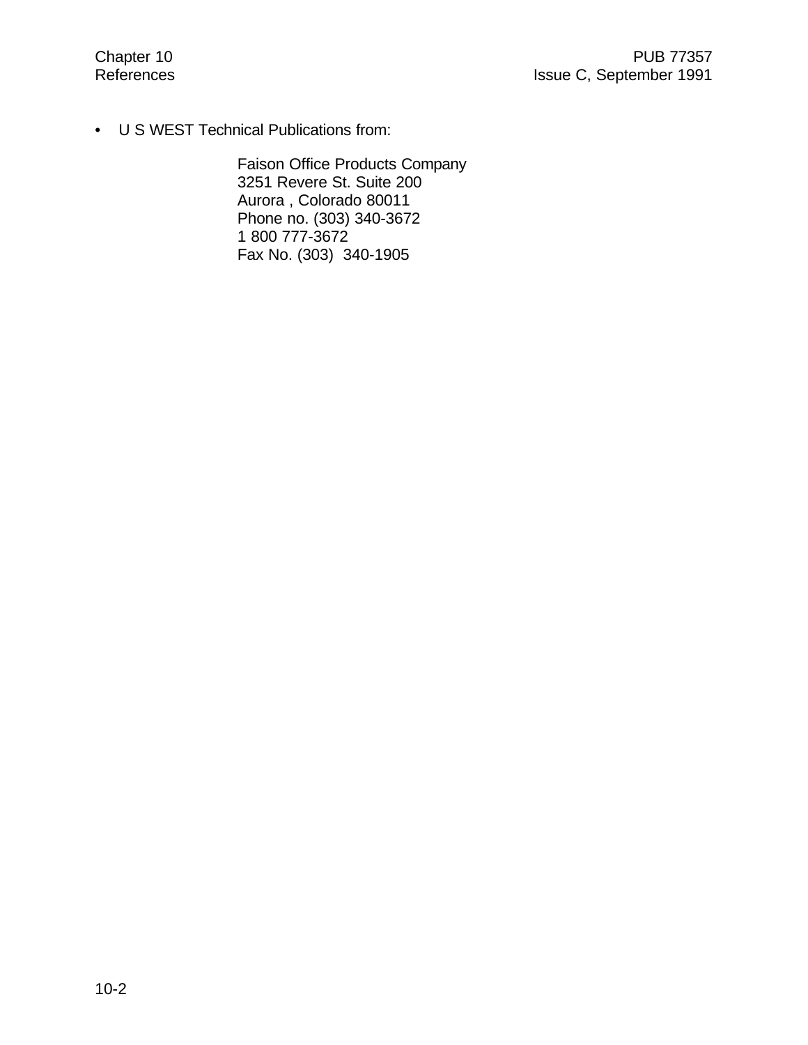- U S WEST Technical Publications from:

  Faison Office Products Company
  3251 Revere St. Suite 200
  Aurora , Colorado 80011
  Phone no. (303) 340-3672
  1 800 777-3672
  Fax No. (303) 340-1905